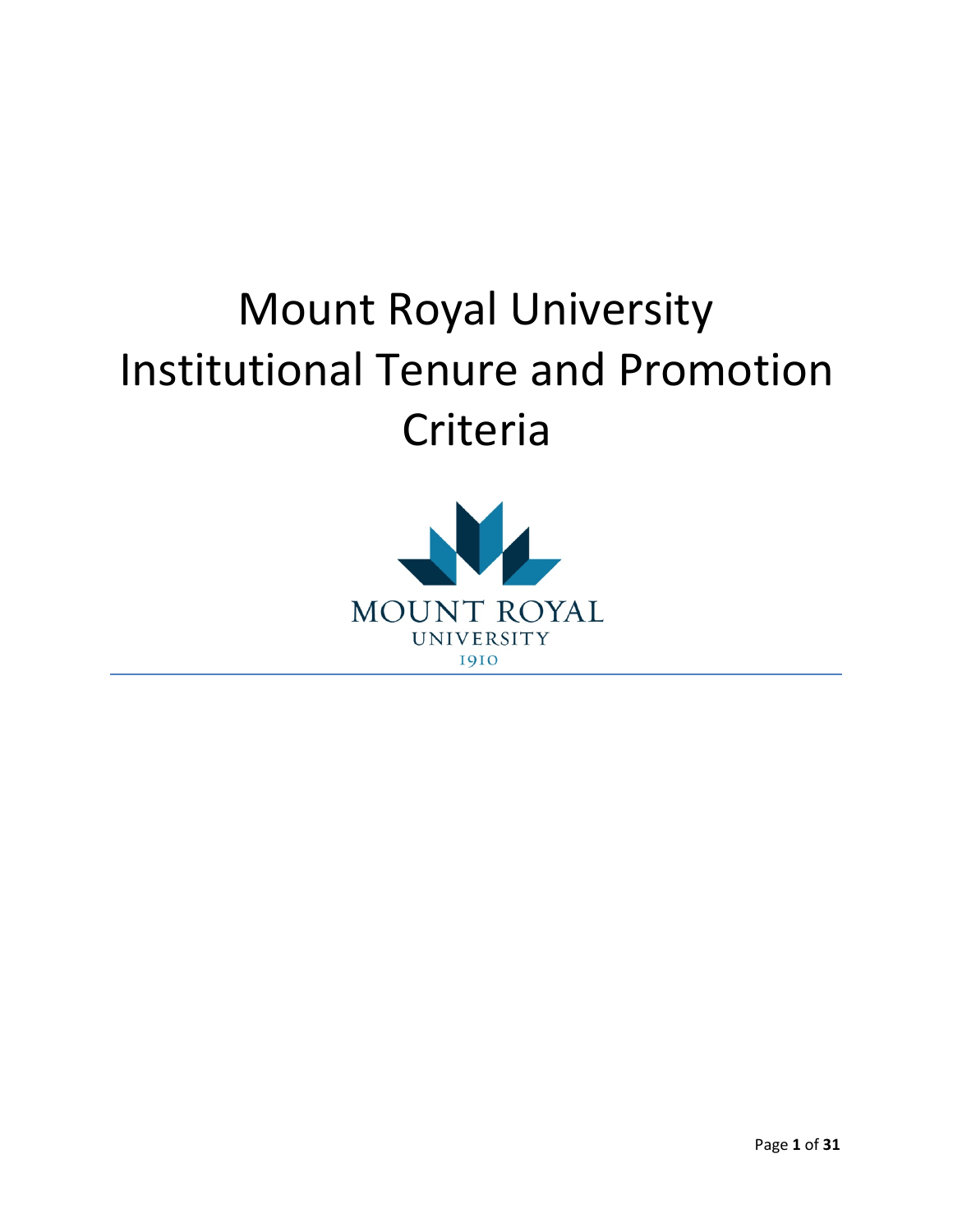# Mount Royal University Institutional Tenure and Promotion Criteria

MOUNT ROYAL
UNIVERSITY
1910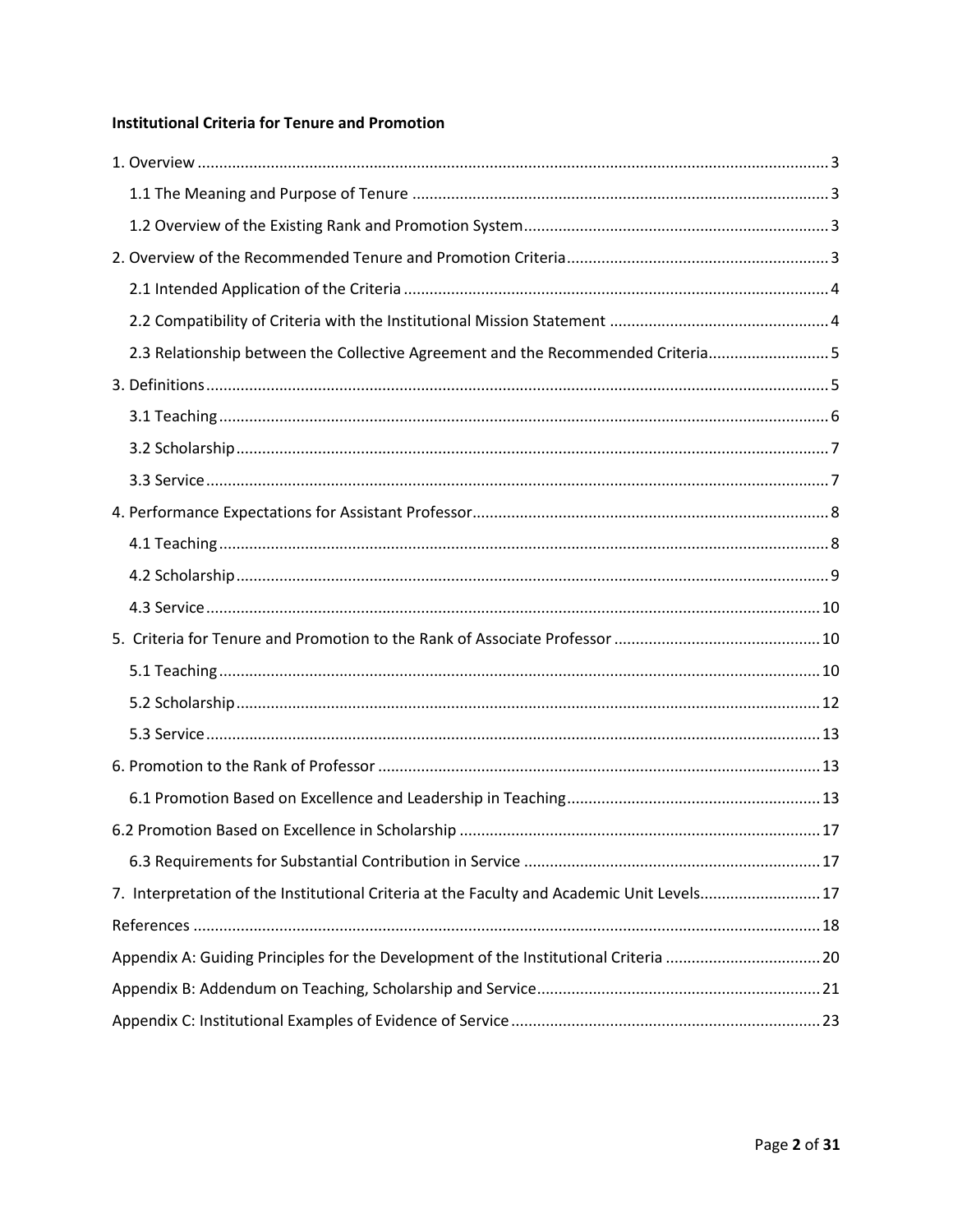**Institutional Criteria for Tenure and Promotion**

1. Overview ........................................................................................................................................ 3
   - 1.1 The Meaning and Purpose of Tenure ........................................................................................ 3
   - 1.2 Overview of the Existing Rank and Promotion System ............................................................ 3
2. Overview of the Recommended Tenure and Promotion Criteria ...................................................... 3
   - 2.1 Intended Application of the Criteria ........................................................................................ 4
   - 2.2 Compatibility of Criteria with the Institutional Mission Statement .......................................... 4
   - 2.3 Relationship between the Collective Agreement and the Recommended Criteria ..................... 5
3. Definitions ...................................................................................................................................... 5
   - 3.1 Teaching ................................................................................................................................. 6
   - 3.2 Scholarship ............................................................................................................................. 7
   - 3.3 Service .................................................................................................................................... 7
4. Performance Expectations for Assistant Professor ............................................................................ 8
   - 4.1 Teaching ................................................................................................................................. 8
   - 4.2 Scholarship ............................................................................................................................. 9
   - 4.3 Service .................................................................................................................................. 10
5. Criteria for Tenure and Promotion to the Rank of Associate Professor ............................................ 10
   - 5.1 Teaching ............................................................................................................................... 10
   - 5.2 Scholarship ........................................................................................................................... 12
   - 5.3 Service .................................................................................................................................. 13
6. Promotion to the Rank of Professor ............................................................................................... 13
   - 6.1 Promotion Based on Excellence and Leadership in Teaching ................................................... 13

6.2 Promotion Based on Excellence in Scholarship .............................................................................. 17
   - 6.3 Requirements for Substantial Contribution in Service ............................................................ 17

7. Interpretation of the Institutional Criteria at the Faculty and Academic Unit Levels ......................... 17

References ........................................................................................................................................ 18

Appendix A: Guiding Principles for the Development of the Institutional Criteria ................................ 20

Appendix B: Addendum on Teaching, Scholarship and Service ............................................................ 21

Appendix C: Institutional Examples of Evidence of Service ................................................................. 23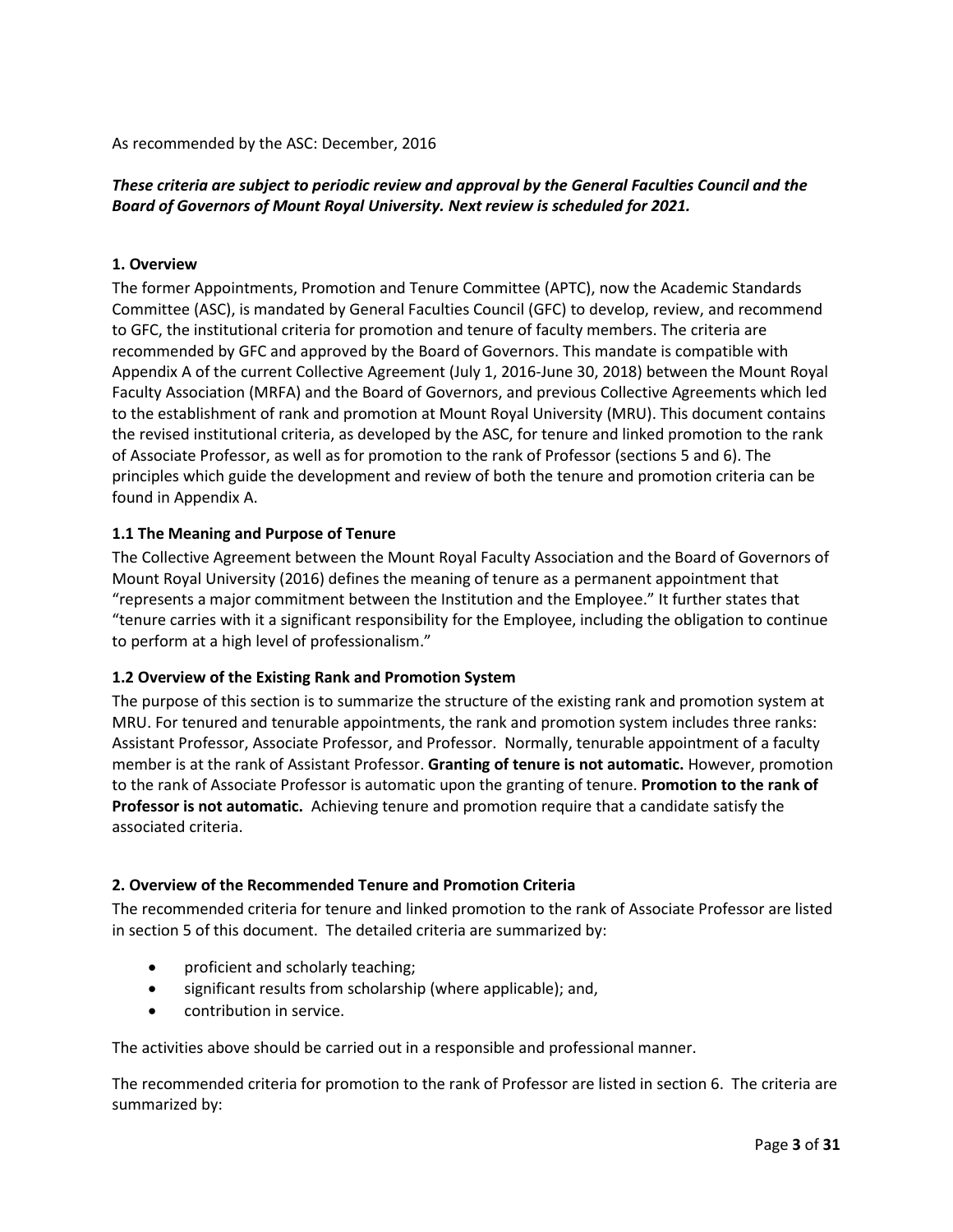As recommended by the ASC: December, 2016

***These criteria are subject to periodic review and approval by the General Faculties Council and the Board of Governors of Mount Royal University. Next review is scheduled for 2021.***

## 1. Overview

The former Appointments, Promotion and Tenure Committee (APTC), now the Academic Standards Committee (ASC), is mandated by General Faculties Council (GFC) to develop, review, and recommend to GFC, the institutional criteria for promotion and tenure of faculty members. The criteria are recommended by GFC and approved by the Board of Governors. This mandate is compatible with Appendix A of the current Collective Agreement (July 1, 2016-June 30, 2018) between the Mount Royal Faculty Association (MRFA) and the Board of Governors, and previous Collective Agreements which led to the establishment of rank and promotion at Mount Royal University (MRU). This document contains the revised institutional criteria, as developed by the ASC, for tenure and linked promotion to the rank of Associate Professor, as well as for promotion to the rank of Professor (sections 5 and 6). The principles which guide the development and review of both the tenure and promotion criteria can be found in Appendix A.

### 1.1 The Meaning and Purpose of Tenure

The Collective Agreement between the Mount Royal Faculty Association and the Board of Governors of Mount Royal University (2016) defines the meaning of tenure as a permanent appointment that "represents a major commitment between the Institution and the Employee." It further states that "tenure carries with it a significant responsibility for the Employee, including the obligation to continue to perform at a high level of professionalism."

### 1.2 Overview of the Existing Rank and Promotion System

The purpose of this section is to summarize the structure of the existing rank and promotion system at MRU. For tenured and tenurable appointments, the rank and promotion system includes three ranks: Assistant Professor, Associate Professor, and Professor. Normally, tenurable appointment of a faculty member is at the rank of Assistant Professor. **Granting of tenure is not automatic.** However, promotion to the rank of Associate Professor is automatic upon the granting of tenure. **Promotion to the rank of Professor is not automatic.** Achieving tenure and promotion require that a candidate satisfy the associated criteria.

## 2. Overview of the Recommended Tenure and Promotion Criteria

The recommended criteria for tenure and linked promotion to the rank of Associate Professor are listed in section 5 of this document. The detailed criteria are summarized by:

- proficient and scholarly teaching;
- significant results from scholarship (where applicable); and,
- contribution in service.

The activities above should be carried out in a responsible and professional manner.

The recommended criteria for promotion to the rank of Professor are listed in section 6. The criteria are summarized by: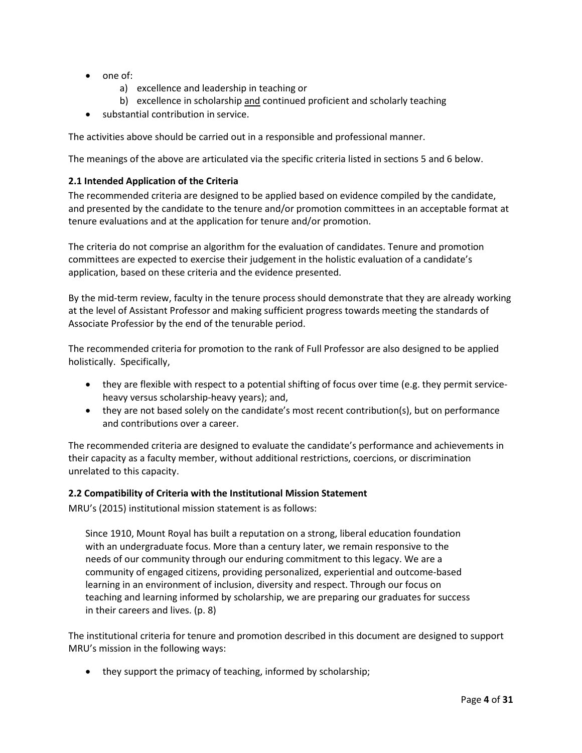- one of:
    a) excellence and leadership in teaching or
    b) excellence in scholarship <u>and</u> continued proficient and scholarly teaching
- substantial contribution in service.

The activities above should be carried out in a responsible and professional manner.

The meanings of the above are articulated via the specific criteria listed in sections 5 and 6 below.

### 2.1 Intended Application of the Criteria

The recommended criteria are designed to be applied based on evidence compiled by the candidate, and presented by the candidate to the tenure and/or promotion committees in an acceptable format at tenure evaluations and at the application for tenure and/or promotion.

The criteria do not comprise an algorithm for the evaluation of candidates. Tenure and promotion committees are expected to exercise their judgement in the holistic evaluation of a candidate's application, based on these criteria and the evidence presented.

By the mid-term review, faculty in the tenure process should demonstrate that they are already working at the level of Assistant Professor and making sufficient progress towards meeting the standards of Associate Professior by the end of the tenurable period.

The recommended criteria for promotion to the rank of Full Professor are also designed to be applied holistically. Specifically,

- they are flexible with respect to a potential shifting of focus over time (e.g. they permit service-heavy versus scholarship-heavy years); and,
- they are not based solely on the candidate's most recent contribution(s), but on performance and contributions over a career.

The recommended criteria are designed to evaluate the candidate's performance and achievements in their capacity as a faculty member, without additional restrictions, coercions, or discrimination unrelated to this capacity.

### 2.2 Compatibility of Criteria with the Institutional Mission Statement

MRU's (2015) institutional mission statement is as follows:

> Since 1910, Mount Royal has built a reputation on a strong, liberal education foundation with an undergraduate focus. More than a century later, we remain responsive to the needs of our community through our enduring commitment to this legacy. We are a community of engaged citizens, providing personalized, experiential and outcome-based learning in an environment of inclusion, diversity and respect. Through our focus on teaching and learning informed by scholarship, we are preparing our graduates for success in their careers and lives. (p. 8)

The institutional criteria for tenure and promotion described in this document are designed to support MRU's mission in the following ways:

- they support the primacy of teaching, informed by scholarship;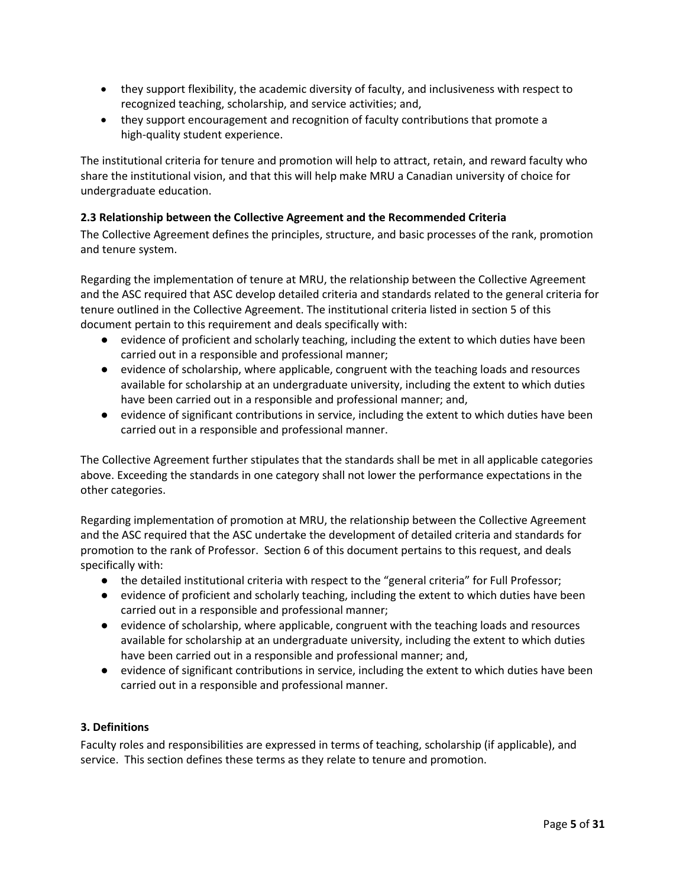- they support flexibility, the academic diversity of faculty, and inclusiveness with respect to recognized teaching, scholarship, and service activities; and,
- they support encouragement and recognition of faculty contributions that promote a high-quality student experience.

The institutional criteria for tenure and promotion will help to attract, retain, and reward faculty who share the institutional vision, and that this will help make MRU a Canadian university of choice for undergraduate education.

### 2.3 Relationship between the Collective Agreement and the Recommended Criteria

The Collective Agreement defines the principles, structure, and basic processes of the rank, promotion and tenure system.

Regarding the implementation of tenure at MRU, the relationship between the Collective Agreement and the ASC required that ASC develop detailed criteria and standards related to the general criteria for tenure outlined in the Collective Agreement. The institutional criteria listed in section 5 of this document pertain to this requirement and deals specifically with:

- evidence of proficient and scholarly teaching, including the extent to which duties have been carried out in a responsible and professional manner;
- evidence of scholarship, where applicable, congruent with the teaching loads and resources available for scholarship at an undergraduate university, including the extent to which duties have been carried out in a responsible and professional manner; and,
- evidence of significant contributions in service, including the extent to which duties have been carried out in a responsible and professional manner.

The Collective Agreement further stipulates that the standards shall be met in all applicable categories above. Exceeding the standards in one category shall not lower the performance expectations in the other categories.

Regarding implementation of promotion at MRU, the relationship between the Collective Agreement and the ASC required that the ASC undertake the development of detailed criteria and standards for promotion to the rank of Professor. Section 6 of this document pertains to this request, and deals specifically with:

- the detailed institutional criteria with respect to the "general criteria" for Full Professor;
- evidence of proficient and scholarly teaching, including the extent to which duties have been carried out in a responsible and professional manner;
- evidence of scholarship, where applicable, congruent with the teaching loads and resources available for scholarship at an undergraduate university, including the extent to which duties have been carried out in a responsible and professional manner; and,
- evidence of significant contributions in service, including the extent to which duties have been carried out in a responsible and professional manner.

## 3. Definitions

Faculty roles and responsibilities are expressed in terms of teaching, scholarship (if applicable), and service. This section defines these terms as they relate to tenure and promotion.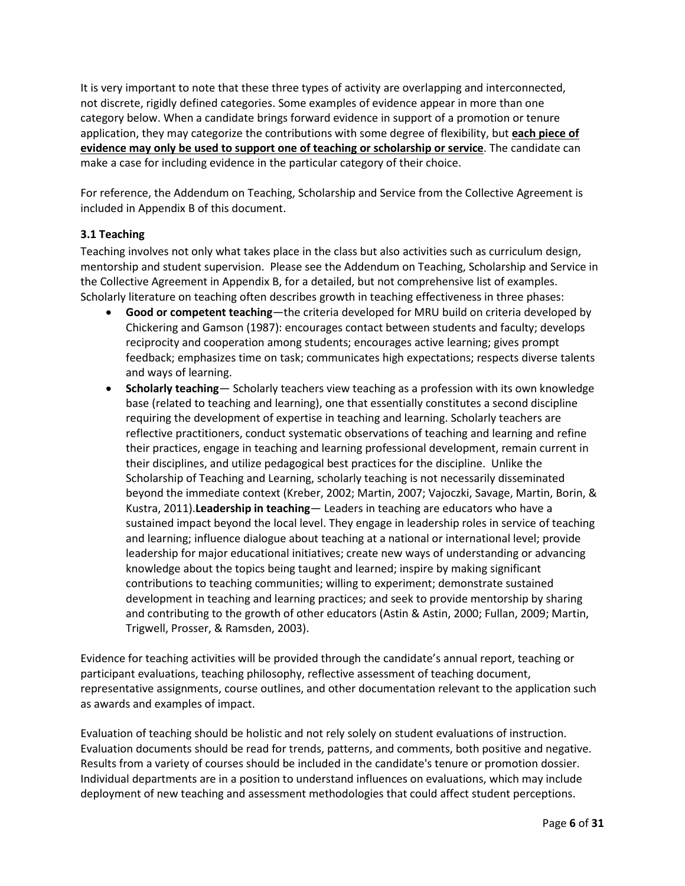It is very important to note that these three types of activity are overlapping and interconnected, not discrete, rigidly defined categories. Some examples of evidence appear in more than one category below. When a candidate brings forward evidence in support of a promotion or tenure application, they may categorize the contributions with some degree of flexibility, but **each piece of evidence may only be used to support one of teaching or scholarship or service**. The candidate can make a case for including evidence in the particular category of their choice.

For reference, the Addendum on Teaching, Scholarship and Service from the Collective Agreement is included in Appendix B of this document.

### 3.1 Teaching

Teaching involves not only what takes place in the class but also activities such as curriculum design, mentorship and student supervision. Please see the Addendum on Teaching, Scholarship and Service in the Collective Agreement in Appendix B, for a detailed, but not comprehensive list of examples. Scholarly literature on teaching often describes growth in teaching effectiveness in three phases:

- **Good or competent teaching**—the criteria developed for MRU build on criteria developed by Chickering and Gamson (1987): encourages contact between students and faculty; develops reciprocity and cooperation among students; encourages active learning; gives prompt feedback; emphasizes time on task; communicates high expectations; respects diverse talents and ways of learning.
- **Scholarly teaching**— Scholarly teachers view teaching as a profession with its own knowledge base (related to teaching and learning), one that essentially constitutes a second discipline requiring the development of expertise in teaching and learning. Scholarly teachers are reflective practitioners, conduct systematic observations of teaching and learning and refine their practices, engage in teaching and learning professional development, remain current in their disciplines, and utilize pedagogical best practices for the discipline. Unlike the Scholarship of Teaching and Learning, scholarly teaching is not necessarily disseminated beyond the immediate context (Kreber, 2002; Martin, 2007; Vajoczki, Savage, Martin, Borin, & Kustra, 2011).**Leadership in teaching**— Leaders in teaching are educators who have a sustained impact beyond the local level. They engage in leadership roles in service of teaching and learning; influence dialogue about teaching at a national or international level; provide leadership for major educational initiatives; create new ways of understanding or advancing knowledge about the topics being taught and learned; inspire by making significant contributions to teaching communities; willing to experiment; demonstrate sustained development in teaching and learning practices; and seek to provide mentorship by sharing and contributing to the growth of other educators (Astin & Astin, 2000; Fullan, 2009; Martin, Trigwell, Prosser, & Ramsden, 2003).

Evidence for teaching activities will be provided through the candidate's annual report, teaching or participant evaluations, teaching philosophy, reflective assessment of teaching document, representative assignments, course outlines, and other documentation relevant to the application such as awards and examples of impact.

Evaluation of teaching should be holistic and not rely solely on student evaluations of instruction. Evaluation documents should be read for trends, patterns, and comments, both positive and negative. Results from a variety of courses should be included in the candidate's tenure or promotion dossier. Individual departments are in a position to understand influences on evaluations, which may include deployment of new teaching and assessment methodologies that could affect student perceptions.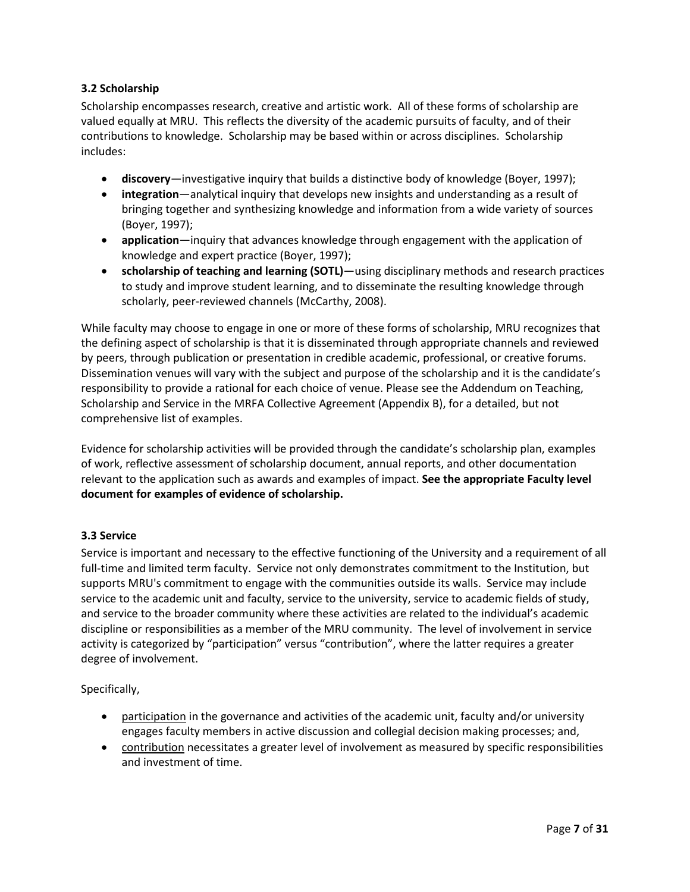### 3.2 Scholarship

Scholarship encompasses research, creative and artistic work. All of these forms of scholarship are valued equally at MRU. This reflects the diversity of the academic pursuits of faculty, and of their contributions to knowledge. Scholarship may be based within or across disciplines. Scholarship includes:

- **discovery**—investigative inquiry that builds a distinctive body of knowledge (Boyer, 1997);
- **integration**—analytical inquiry that develops new insights and understanding as a result of bringing together and synthesizing knowledge and information from a wide variety of sources (Boyer, 1997);
- **application**—inquiry that advances knowledge through engagement with the application of knowledge and expert practice (Boyer, 1997);
- **scholarship of teaching and learning (SOTL)**—using disciplinary methods and research practices to study and improve student learning, and to disseminate the resulting knowledge through scholarly, peer-reviewed channels (McCarthy, 2008).

While faculty may choose to engage in one or more of these forms of scholarship, MRU recognizes that the defining aspect of scholarship is that it is disseminated through appropriate channels and reviewed by peers, through publication or presentation in credible academic, professional, or creative forums. Dissemination venues will vary with the subject and purpose of the scholarship and it is the candidate's responsibility to provide a rational for each choice of venue. Please see the Addendum on Teaching, Scholarship and Service in the MRFA Collective Agreement (Appendix B), for a detailed, but not comprehensive list of examples.

Evidence for scholarship activities will be provided through the candidate's scholarship plan, examples of work, reflective assessment of scholarship document, annual reports, and other documentation relevant to the application such as awards and examples of impact. **See the appropriate Faculty level document for examples of evidence of scholarship.**

### 3.3 Service

Service is important and necessary to the effective functioning of the University and a requirement of all full-time and limited term faculty. Service not only demonstrates commitment to the Institution, but supports MRU's commitment to engage with the communities outside its walls. Service may include service to the academic unit and faculty, service to the university, service to academic fields of study, and service to the broader community where these activities are related to the individual's academic discipline or responsibilities as a member of the MRU community. The level of involvement in service activity is categorized by "participation" versus "contribution", where the latter requires a greater degree of involvement.

Specifically,

- <u>participation</u> in the governance and activities of the academic unit, faculty and/or university engages faculty members in active discussion and collegial decision making processes; and,
- <u>contribution</u> necessitates a greater level of involvement as measured by specific responsibilities and investment of time.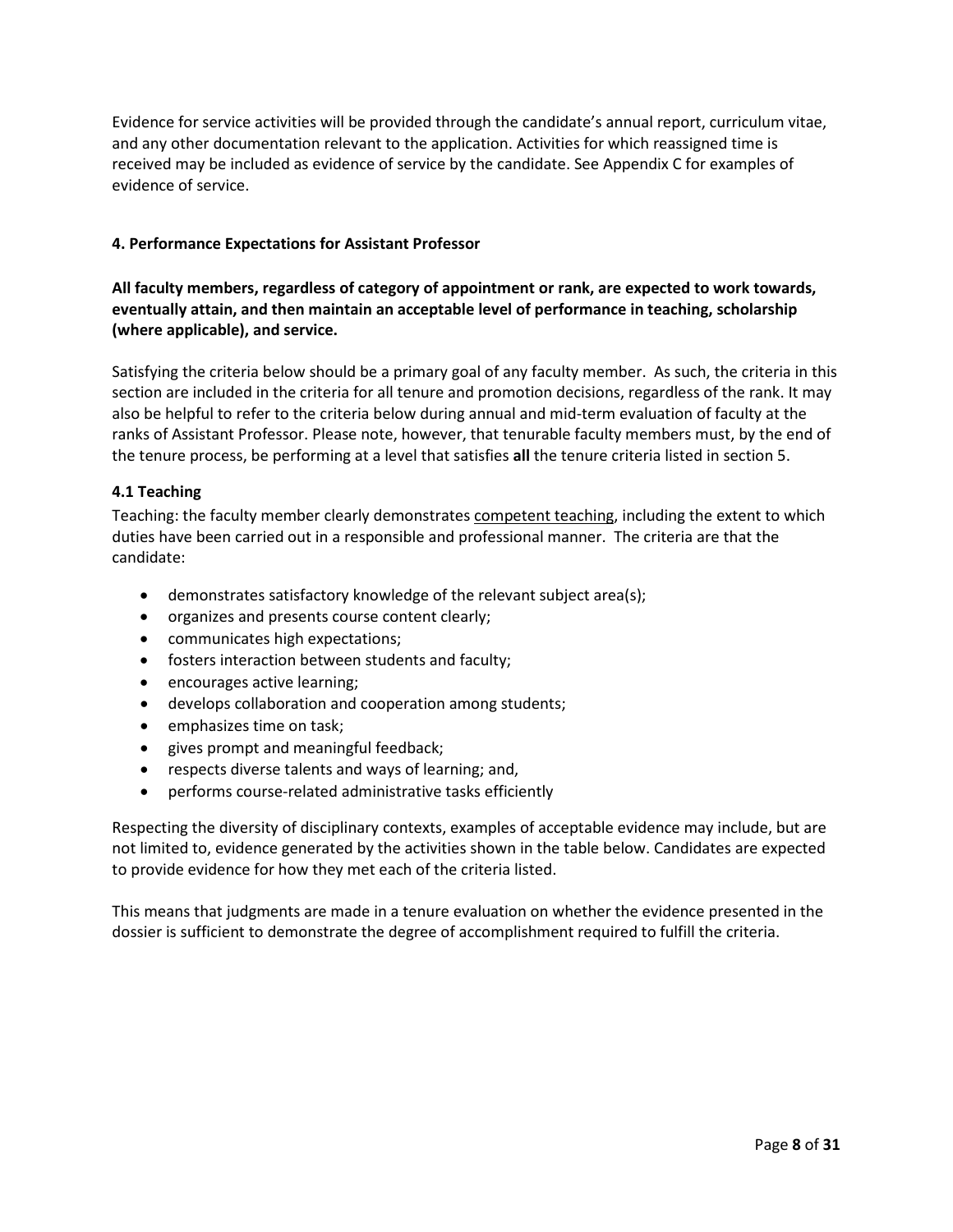Evidence for service activities will be provided through the candidate's annual report, curriculum vitae, and any other documentation relevant to the application. Activities for which reassigned time is received may be included as evidence of service by the candidate. See Appendix C for examples of evidence of service.

#### 4. Performance Expectations for Assistant Professor

**All faculty members, regardless of category of appointment or rank, are expected to work towards, eventually attain, and then maintain an acceptable level of performance in teaching, scholarship (where applicable), and service.**

Satisfying the criteria below should be a primary goal of any faculty member. As such, the criteria in this section are included in the criteria for all tenure and promotion decisions, regardless of the rank. It may also be helpful to refer to the criteria below during annual and mid-term evaluation of faculty at the ranks of Assistant Professor. Please note, however, that tenurable faculty members must, by the end of the tenure process, be performing at a level that satisfies **all** the tenure criteria listed in section 5.

#### 4.1 Teaching

Teaching: the faculty member clearly demonstrates <u>competent teaching</u>, including the extent to which duties have been carried out in a responsible and professional manner. The criteria are that the candidate:

- demonstrates satisfactory knowledge of the relevant subject area(s);
- organizes and presents course content clearly;
- communicates high expectations;
- fosters interaction between students and faculty;
- encourages active learning;
- develops collaboration and cooperation among students;
- emphasizes time on task;
- gives prompt and meaningful feedback;
- respects diverse talents and ways of learning; and,
- performs course-related administrative tasks efficiently

Respecting the diversity of disciplinary contexts, examples of acceptable evidence may include, but are not limited to, evidence generated by the activities shown in the table below. Candidates are expected to provide evidence for how they met each of the criteria listed.

This means that judgments are made in a tenure evaluation on whether the evidence presented in the dossier is sufficient to demonstrate the degree of accomplishment required to fulfill the criteria.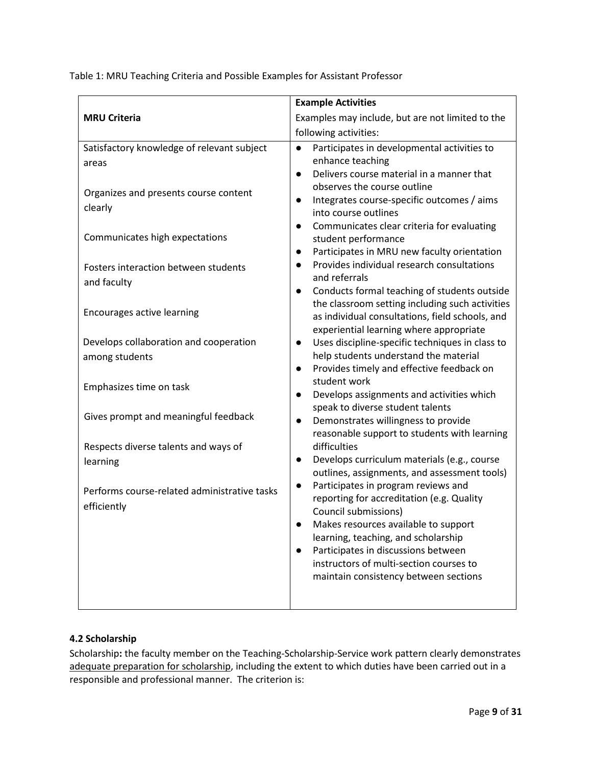Table 1: MRU Teaching Criteria and Possible Examples for Assistant Professor

| MRU Criteria | Example Activities<br>Examples may include, but are not limited to the following activities: |
|---|---|
| Satisfactory knowledge of relevant subject areas<br><br>Organizes and presents course content clearly<br><br>Communicates high expectations<br><br>Fosters interaction between students and faculty<br><br>Encourages active learning<br><br>Develops collaboration and cooperation among students<br><br>Emphasizes time on task<br><br>Gives prompt and meaningful feedback<br><br>Respects diverse talents and ways of learning<br><br>Performs course-related administrative tasks efficiently | ● Participates in developmental activities to enhance teaching<br>● Delivers course material in a manner that observes the course outline<br>● Integrates course-specific outcomes / aims into course outlines<br>● Communicates clear criteria for evaluating student performance<br>● Participates in MRU new faculty orientation<br>● Provides individual research consultations and referrals<br>● Conducts formal teaching of students outside the classroom setting including such activities as individual consultations, field schools, and experiential learning where appropriate<br>● Uses discipline-specific techniques in class to help students understand the material<br>● Provides timely and effective feedback on student work<br>● Develops assignments and activities which speak to diverse student talents<br>● Demonstrates willingness to provide reasonable support to students with learning difficulties<br>● Develops curriculum materials (e.g., course outlines, assignments, and assessment tools)<br>● Participates in program reviews and reporting for accreditation (e.g. Quality Council submissions)<br>● Makes resources available to support learning, teaching, and scholarship<br>● Participates in discussions between instructors of multi-section courses to maintain consistency between sections |

### 4.2 Scholarship

Scholarship**:** the faculty member on the Teaching-Scholarship-Service work pattern clearly demonstrates <u>adequate preparation for scholarship</u>, including the extent to which duties have been carried out in a responsible and professional manner. The criterion is: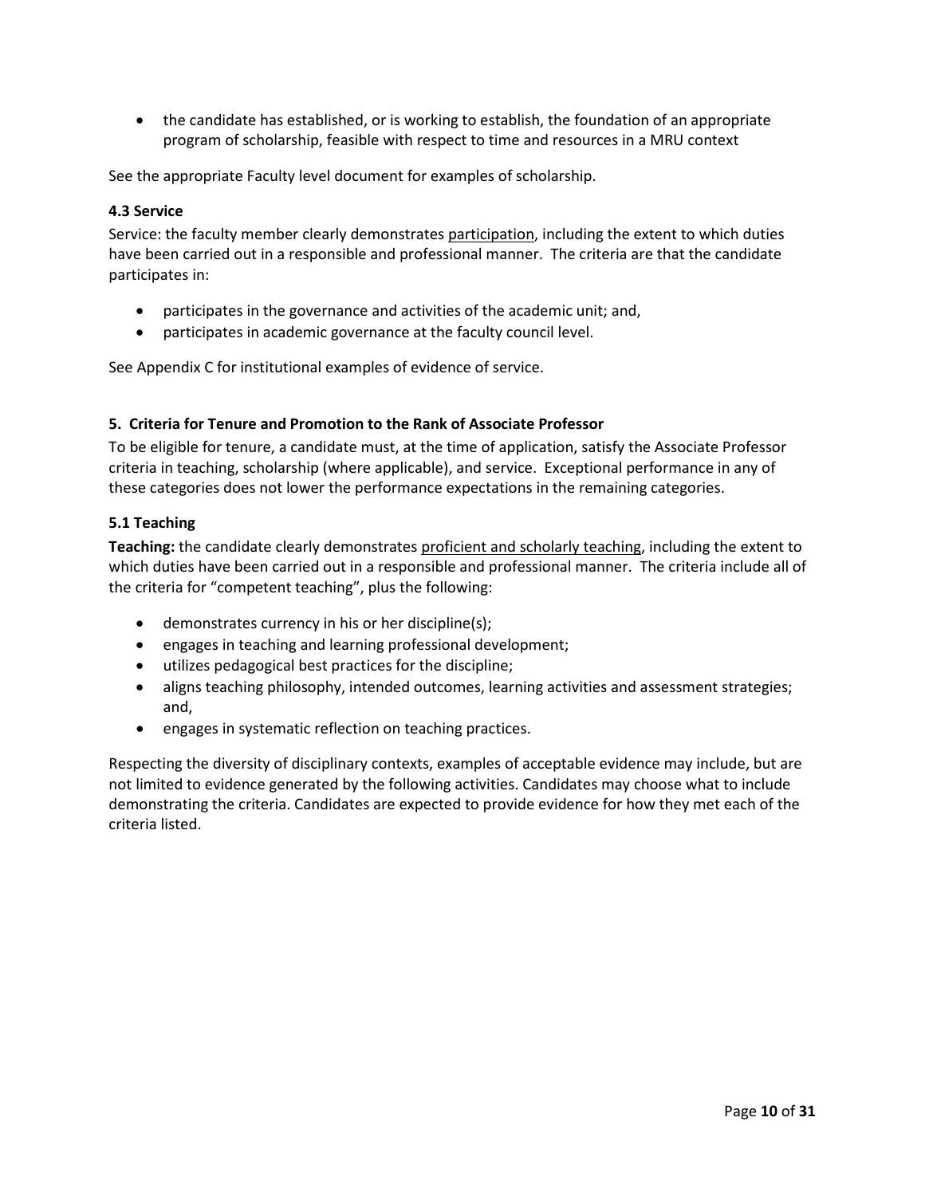- the candidate has established, or is working to establish, the foundation of an appropriate program of scholarship, feasible with respect to time and resources in a MRU context

See the appropriate Faculty level document for examples of scholarship.

### 4.3 Service

Service: the faculty member clearly demonstrates <u>participation</u>, including the extent to which duties have been carried out in a responsible and professional manner. The criteria are that the candidate participates in:

- participates in the governance and activities of the academic unit; and,
- participates in academic governance at the faculty council level.

See Appendix C for institutional examples of evidence of service.

## 5. Criteria for Tenure and Promotion to the Rank of Associate Professor

To be eligible for tenure, a candidate must, at the time of application, satisfy the Associate Professor criteria in teaching, scholarship (where applicable), and service. Exceptional performance in any of these categories does not lower the performance expectations in the remaining categories.

### 5.1 Teaching

**Teaching:** the candidate clearly demonstrates <u>proficient and scholarly teaching</u>, including the extent to which duties have been carried out in a responsible and professional manner. The criteria include all of the criteria for "competent teaching", plus the following:

- demonstrates currency in his or her discipline(s);
- engages in teaching and learning professional development;
- utilizes pedagogical best practices for the discipline;
- aligns teaching philosophy, intended outcomes, learning activities and assessment strategies; and,
- engages in systematic reflection on teaching practices.

Respecting the diversity of disciplinary contexts, examples of acceptable evidence may include, but are not limited to evidence generated by the following activities. Candidates may choose what to include demonstrating the criteria. Candidates are expected to provide evidence for how they met each of the criteria listed.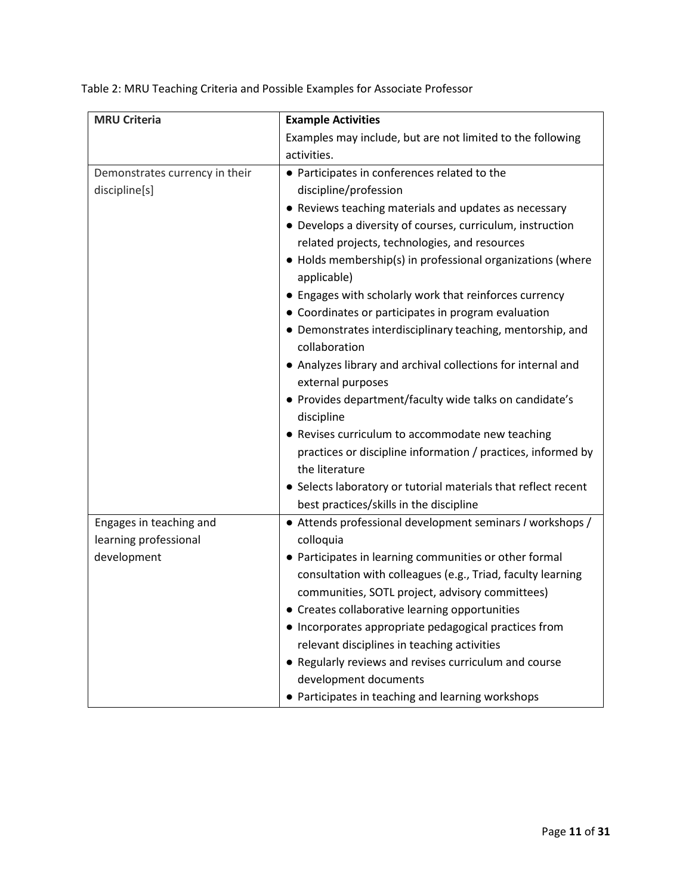Table 2: MRU Teaching Criteria and Possible Examples for Associate Professor

| **MRU Criteria** | **Example Activities**<br>Examples may include, but are not limited to the following activities. |
|---|---|
| Demonstrates currency in their discipline[s] | ● Participates in conferences related to the discipline/profession<br>● Reviews teaching materials and updates as necessary<br>● Develops a diversity of courses, curriculum, instruction related projects, technologies, and resources<br>● Holds membership(s) in professional organizations (where applicable)<br>● Engages with scholarly work that reinforces currency<br>● Coordinates or participates in program evaluation<br>● Demonstrates interdisciplinary teaching, mentorship, and collaboration<br>● Analyzes library and archival collections for internal and external purposes<br>● Provides department/faculty wide talks on candidate's discipline<br>● Revises curriculum to accommodate new teaching practices or discipline information / practices, informed by the literature<br>● Selects laboratory or tutorial materials that reflect recent best practices/skills in the discipline |
| Engages in teaching and learning professional development | ● Attends professional development seminars / workshops / colloquia<br>● Participates in learning communities or other formal consultation with colleagues (e.g., Triad, faculty learning communities, SOTL project, advisory committees)<br>● Creates collaborative learning opportunities<br>● Incorporates appropriate pedagogical practices from relevant disciplines in teaching activities<br>● Regularly reviews and revises curriculum and course development documents<br>● Participates in teaching and learning workshops |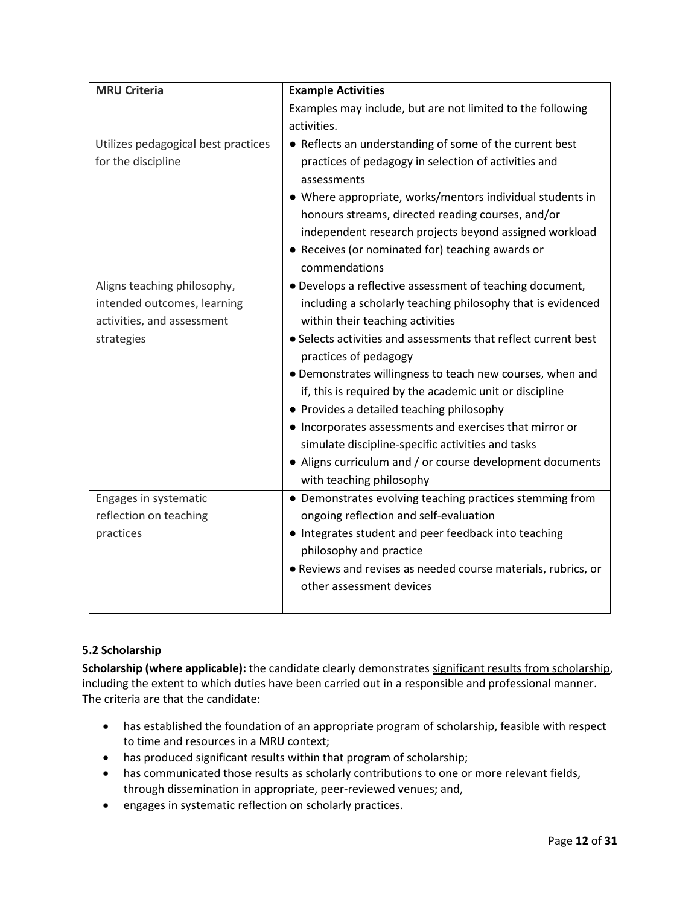| MRU Criteria | Example Activities<br>Examples may include, but are not limited to the following activities. |
|---|---|
| Utilizes pedagogical best practices for the discipline | ● Reflects an understanding of some of the current best practices of pedagogy in selection of activities and assessments<br>● Where appropriate, works/mentors individual students in honours streams, directed reading courses, and/or independent research projects beyond assigned workload<br>● Receives (or nominated for) teaching awards or commendations |
| Aligns teaching philosophy, intended outcomes, learning activities, and assessment strategies | ● Develops a reflective assessment of teaching document, including a scholarly teaching philosophy that is evidenced within their teaching activities<br>● Selects activities and assessments that reflect current best practices of pedagogy<br>● Demonstrates willingness to teach new courses, when and if, this is required by the academic unit or discipline<br>● Provides a detailed teaching philosophy<br>● Incorporates assessments and exercises that mirror or simulate discipline-specific activities and tasks<br>● Aligns curriculum and / or course development documents with teaching philosophy |
| Engages in systematic reflection on teaching practices | ● Demonstrates evolving teaching practices stemming from ongoing reflection and self-evaluation<br>● Integrates student and peer feedback into teaching philosophy and practice<br>● Reviews and revises as needed course materials, rubrics, or other assessment devices |

### 5.2 Scholarship

**Scholarship (where applicable):** the candidate clearly demonstrates <u>significant results from scholarship</u>, including the extent to which duties have been carried out in a responsible and professional manner. The criteria are that the candidate:

- has established the foundation of an appropriate program of scholarship, feasible with respect to time and resources in a MRU context;
- has produced significant results within that program of scholarship;
- has communicated those results as scholarly contributions to one or more relevant fields, through dissemination in appropriate, peer-reviewed venues; and,
- engages in systematic reflection on scholarly practices.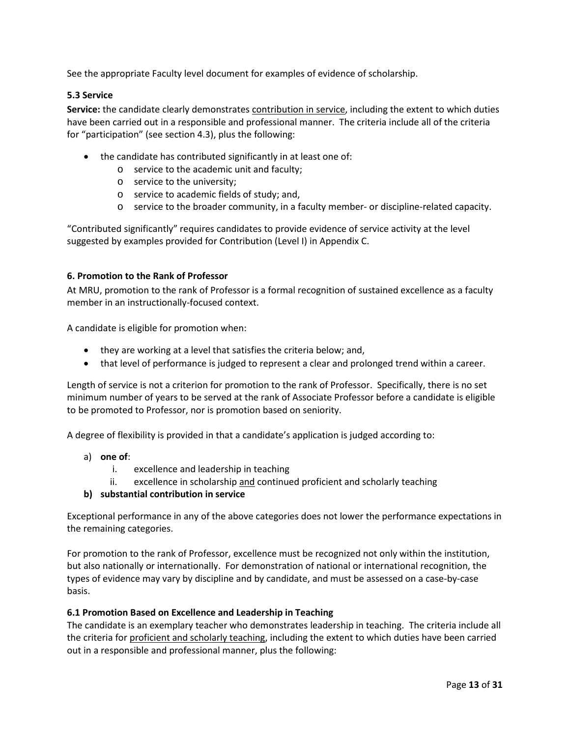See the appropriate Faculty level document for examples of evidence of scholarship.

### 5.3 Service

**Service:** the candidate clearly demonstrates <u>contribution in service</u>, including the extent to which duties have been carried out in a responsible and professional manner. The criteria include all of the criteria for "participation" (see section 4.3), plus the following:

- the candidate has contributed significantly in at least one of:
  - service to the academic unit and faculty;
  - service to the university;
  - service to academic fields of study; and,
  - service to the broader community, in a faculty member- or discipline-related capacity.

"Contributed significantly" requires candidates to provide evidence of service activity at the level suggested by examples provided for Contribution (Level I) in Appendix C.

## 6. Promotion to the Rank of Professor

At MRU, promotion to the rank of Professor is a formal recognition of sustained excellence as a faculty member in an instructionally-focused context.

A candidate is eligible for promotion when:

- they are working at a level that satisfies the criteria below; and,
- that level of performance is judged to represent a clear and prolonged trend within a career.

Length of service is not a criterion for promotion to the rank of Professor. Specifically, there is no set minimum number of years to be served at the rank of Associate Professor before a candidate is eligible to be promoted to Professor, nor is promotion based on seniority.

A degree of flexibility is provided in that a candidate's application is judged according to:

a) **one of**:
   1. excellence and leadership in teaching
   2. excellence in scholarship <u>and</u> continued proficient and scholarly teaching

**b) substantial contribution in service**

Exceptional performance in any of the above categories does not lower the performance expectations in the remaining categories.

For promotion to the rank of Professor, excellence must be recognized not only within the institution, but also nationally or internationally. For demonstration of national or international recognition, the types of evidence may vary by discipline and by candidate, and must be assessed on a case-by-case basis.

### 6.1 Promotion Based on Excellence and Leadership in Teaching

The candidate is an exemplary teacher who demonstrates leadership in teaching. The criteria include all the criteria for <u>proficient and scholarly teaching</u>, including the extent to which duties have been carried out in a responsible and professional manner, plus the following: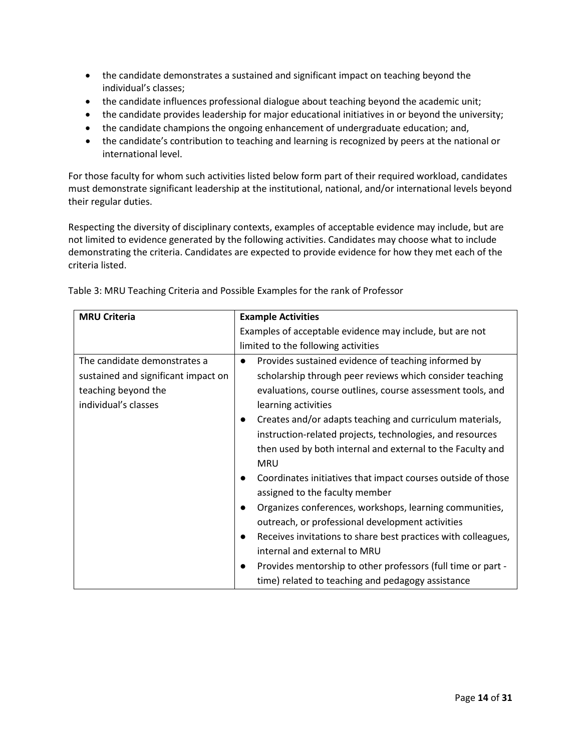- the candidate demonstrates a sustained and significant impact on teaching beyond the individual's classes;
- the candidate influences professional dialogue about teaching beyond the academic unit;
- the candidate provides leadership for major educational initiatives in or beyond the university;
- the candidate champions the ongoing enhancement of undergraduate education; and,
- the candidate's contribution to teaching and learning is recognized by peers at the national or international level.

For those faculty for whom such activities listed below form part of their required workload, candidates must demonstrate significant leadership at the institutional, national, and/or international levels beyond their regular duties.

Respecting the diversity of disciplinary contexts, examples of acceptable evidence may include, but are not limited to evidence generated by the following activities. Candidates may choose what to include demonstrating the criteria. Candidates are expected to provide evidence for how they met each of the criteria listed.

Table 3: MRU Teaching Criteria and Possible Examples for the rank of Professor

| **MRU Criteria** | **Example Activities**<br>Examples of acceptable evidence may include, but are not limited to the following activities |
|---|---|
| The candidate demonstrates a sustained and significant impact on teaching beyond the individual's classes | • Provides sustained evidence of teaching informed by scholarship through peer reviews which consider teaching evaluations, course outlines, course assessment tools, and learning activities<br>• Creates and/or adapts teaching and curriculum materials, instruction-related projects, technologies, and resources then used by both internal and external to the Faculty and MRU<br>• Coordinates initiatives that impact courses outside of those assigned to the faculty member<br>• Organizes conferences, workshops, learning communities, outreach, or professional development activities<br>• Receives invitations to share best practices with colleagues, internal and external to MRU<br>• Provides mentorship to other professors (full time or part - time) related to teaching and pedagogy assistance |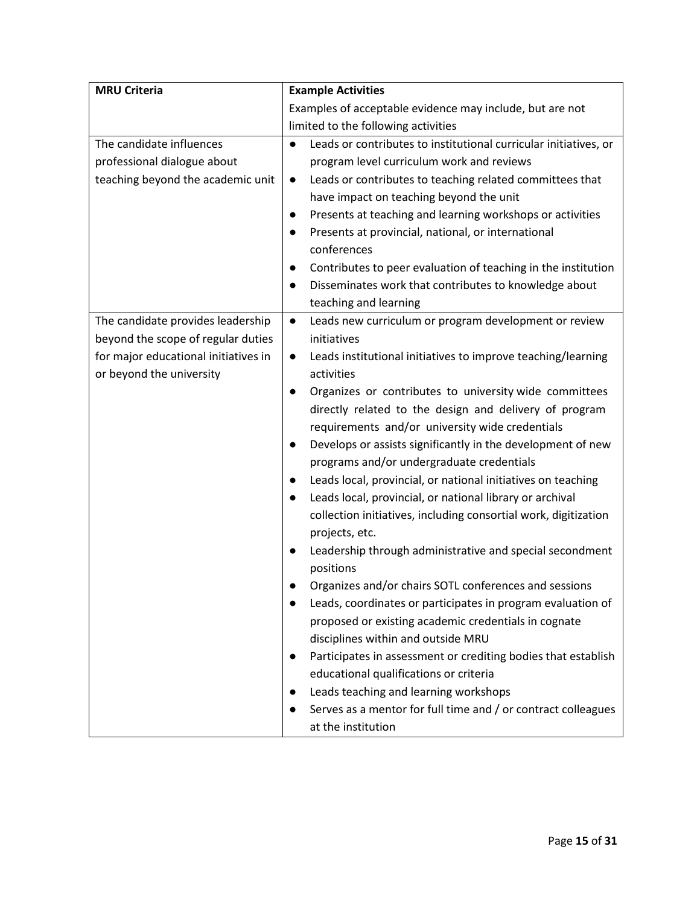| MRU Criteria | Example Activities<br>Examples of acceptable evidence may include, but are not limited to the following activities |
|---|---|
| The candidate influences professional dialogue about teaching beyond the academic unit | ● Leads or contributes to institutional curricular initiatives, or program level curriculum work and reviews<br>● Leads or contributes to teaching related committees that have impact on teaching beyond the unit<br>● Presents at teaching and learning workshops or activities<br>● Presents at provincial, national, or international conferences<br>● Contributes to peer evaluation of teaching in the institution<br>● Disseminates work that contributes to knowledge about teaching and learning |
| The candidate provides leadership beyond the scope of regular duties for major educational initiatives in or beyond the university | ● Leads new curriculum or program development or review initiatives<br>● Leads institutional initiatives to improve teaching/learning activities<br>● Organizes or contributes to university wide committees directly related to the design and delivery of program requirements and/or university wide credentials<br>● Develops or assists significantly in the development of new programs and/or undergraduate credentials<br>● Leads local, provincial, or national initiatives on teaching<br>● Leads local, provincial, or national library or archival collection initiatives, including consortial work, digitization projects, etc.<br>● Leadership through administrative and special secondment positions<br>● Organizes and/or chairs SOTL conferences and sessions<br>● Leads, coordinates or participates in program evaluation of proposed or existing academic credentials in cognate disciplines within and outside MRU<br>● Participates in assessment or crediting bodies that establish educational qualifications or criteria<br>● Leads teaching and learning workshops<br>● Serves as a mentor for full time and / or contract colleagues at the institution |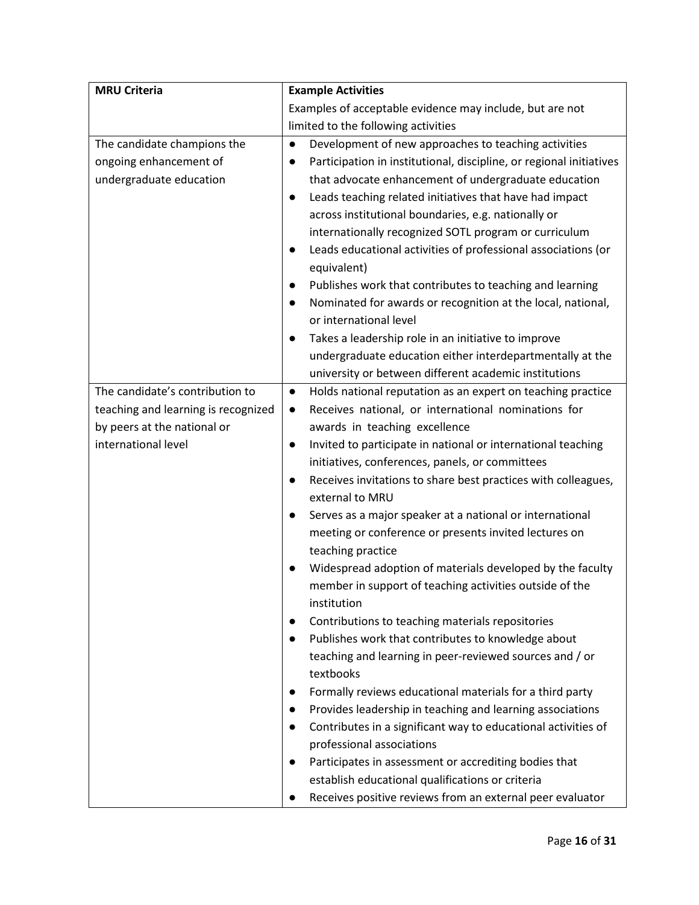| MRU Criteria | Example Activities<br>Examples of acceptable evidence may include, but are not limited to the following activities |
|---|---|
| The candidate champions the ongoing enhancement of undergraduate education | ● Development of new approaches to teaching activities<br>● Participation in institutional, discipline, or regional initiatives that advocate enhancement of undergraduate education<br>● Leads teaching related initiatives that have had impact across institutional boundaries, e.g. nationally or internationally recognized SOTL program or curriculum<br>● Leads educational activities of professional associations (or equivalent)<br>● Publishes work that contributes to teaching and learning<br>● Nominated for awards or recognition at the local, national, or international level<br>● Takes a leadership role in an initiative to improve undergraduate education either interdepartmentally at the university or between different academic institutions |
| The candidate's contribution to teaching and learning is recognized by peers at the national or international level | ● Holds national reputation as an expert on teaching practice<br>● Receives national, or international nominations for awards in teaching excellence<br>● Invited to participate in national or international teaching initiatives, conferences, panels, or committees<br>● Receives invitations to share best practices with colleagues, external to MRU<br>● Serves as a major speaker at a national or international meeting or conference or presents invited lectures on teaching practice<br>● Widespread adoption of materials developed by the faculty member in support of teaching activities outside of the institution<br>● Contributions to teaching materials repositories<br>● Publishes work that contributes to knowledge about teaching and learning in peer-reviewed sources and / or textbooks<br>● Formally reviews educational materials for a third party<br>● Provides leadership in teaching and learning associations<br>● Contributes in a significant way to educational activities of professional associations<br>● Participates in assessment or accrediting bodies that establish educational qualifications or criteria<br>● Receives positive reviews from an external peer evaluator |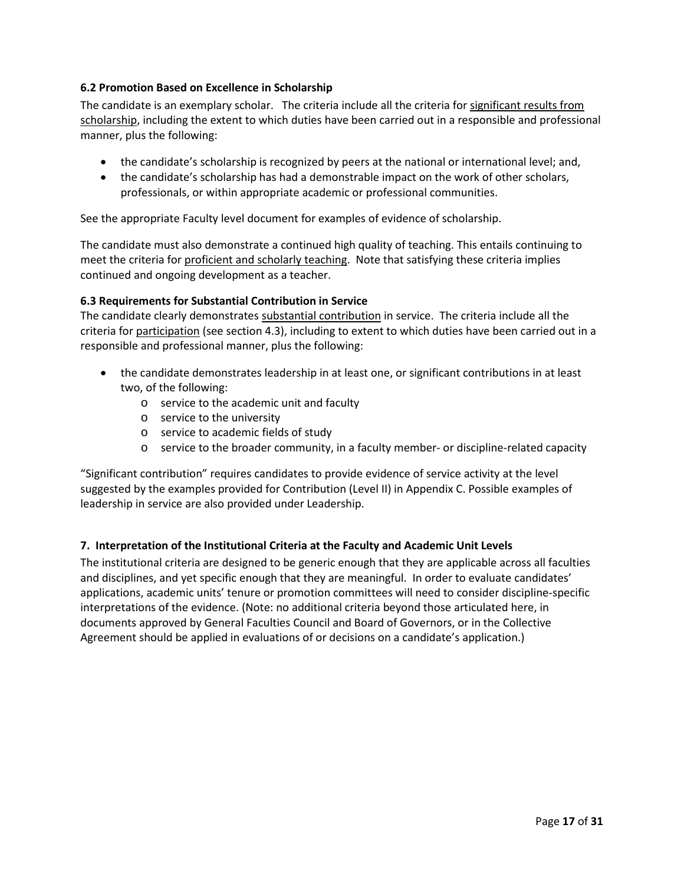### 6.2 Promotion Based on Excellence in Scholarship

The candidate is an exemplary scholar. The criteria include all the criteria for significant results from scholarship, including the extent to which duties have been carried out in a responsible and professional manner, plus the following:

- the candidate's scholarship is recognized by peers at the national or international level; and,
- the candidate's scholarship has had a demonstrable impact on the work of other scholars, professionals, or within appropriate academic or professional communities.

See the appropriate Faculty level document for examples of evidence of scholarship.

The candidate must also demonstrate a continued high quality of teaching. This entails continuing to meet the criteria for proficient and scholarly teaching. Note that satisfying these criteria implies continued and ongoing development as a teacher.

### 6.3 Requirements for Substantial Contribution in Service

The candidate clearly demonstrates substantial contribution in service. The criteria include all the criteria for participation (see section 4.3), including to extent to which duties have been carried out in a responsible and professional manner, plus the following:

- the candidate demonstrates leadership in at least one, or significant contributions in at least two, of the following:
  - service to the academic unit and faculty
  - service to the university
  - service to academic fields of study
  - service to the broader community, in a faculty member- or discipline-related capacity

"Significant contribution" requires candidates to provide evidence of service activity at the level suggested by the examples provided for Contribution (Level II) in Appendix C. Possible examples of leadership in service are also provided under Leadership.

## 7. Interpretation of the Institutional Criteria at the Faculty and Academic Unit Levels

The institutional criteria are designed to be generic enough that they are applicable across all faculties and disciplines, and yet specific enough that they are meaningful. In order to evaluate candidates' applications, academic units' tenure or promotion committees will need to consider discipline-specific interpretations of the evidence. (Note: no additional criteria beyond those articulated here, in documents approved by General Faculties Council and Board of Governors, or in the Collective Agreement should be applied in evaluations of or decisions on a candidate's application.)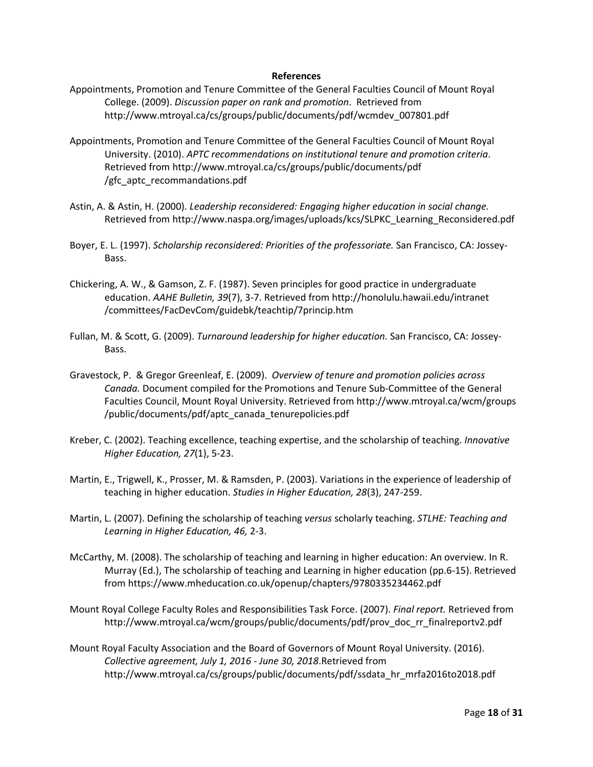**References**

Appointments, Promotion and Tenure Committee of the General Faculties Council of Mount Royal College. (2009). *Discussion paper on rank and promotion*. Retrieved from http://www.mtroyal.ca/cs/groups/public/documents/pdf/wcmdev_007801.pdf

Appointments, Promotion and Tenure Committee of the General Faculties Council of Mount Royal University. (2010). *APTC recommendations on institutional tenure and promotion criteria*. Retrieved from http://www.mtroyal.ca/cs/groups/public/documents/pdf /gfc_aptc_recommandations.pdf

Astin, A. & Astin, H. (2000). *Leadership reconsidered: Engaging higher education in social change.* Retrieved from http://www.naspa.org/images/uploads/kcs/SLPKC_Learning_Reconsidered.pdf

Boyer, E. L. (1997). *Scholarship reconsidered: Priorities of the professoriate.* San Francisco, CA: Jossey-Bass.

Chickering, A. W., & Gamson, Z. F. (1987). Seven principles for good practice in undergraduate education. *AAHE Bulletin, 39*(7), 3-7. Retrieved from http://honolulu.hawaii.edu/intranet /committees/FacDevCom/guidebk/teachtip/7princip.htm

Fullan, M. & Scott, G. (2009). *Turnaround leadership for higher education.* San Francisco, CA: Jossey-Bass.

Gravestock, P. & Gregor Greenleaf, E. (2009). *Overview of tenure and promotion policies across Canada.* Document compiled for the Promotions and Tenure Sub-Committee of the General Faculties Council, Mount Royal University. Retrieved from http://www.mtroyal.ca/wcm/groups /public/documents/pdf/aptc_canada_tenurepolicies.pdf

Kreber, C. (2002). Teaching excellence, teaching expertise, and the scholarship of teaching. *Innovative Higher Education, 27*(1), 5-23.

Martin, E., Trigwell, K., Prosser, M. & Ramsden, P. (2003). Variations in the experience of leadership of teaching in higher education. *Studies in Higher Education, 28*(3), 247-259.

Martin, L. (2007). Defining the scholarship of teaching *versus* scholarly teaching. *STLHE: Teaching and Learning in Higher Education, 46,* 2-3.

McCarthy, M. (2008). The scholarship of teaching and learning in higher education: An overview. In R. Murray (Ed.), The scholarship of teaching and Learning in higher education (pp.6-15). Retrieved from https://www.mheducation.co.uk/openup/chapters/9780335234462.pdf

Mount Royal College Faculty Roles and Responsibilities Task Force. (2007). *Final report.* Retrieved from http://www.mtroyal.ca/wcm/groups/public/documents/pdf/prov_doc_rr_finalreportv2.pdf

Mount Royal Faculty Association and the Board of Governors of Mount Royal University. (2016). *Collective agreement, July 1, 2016 - June 30, 2018*.Retrieved from http://www.mtroyal.ca/cs/groups/public/documents/pdf/ssdata_hr_mrfa2016to2018.pdf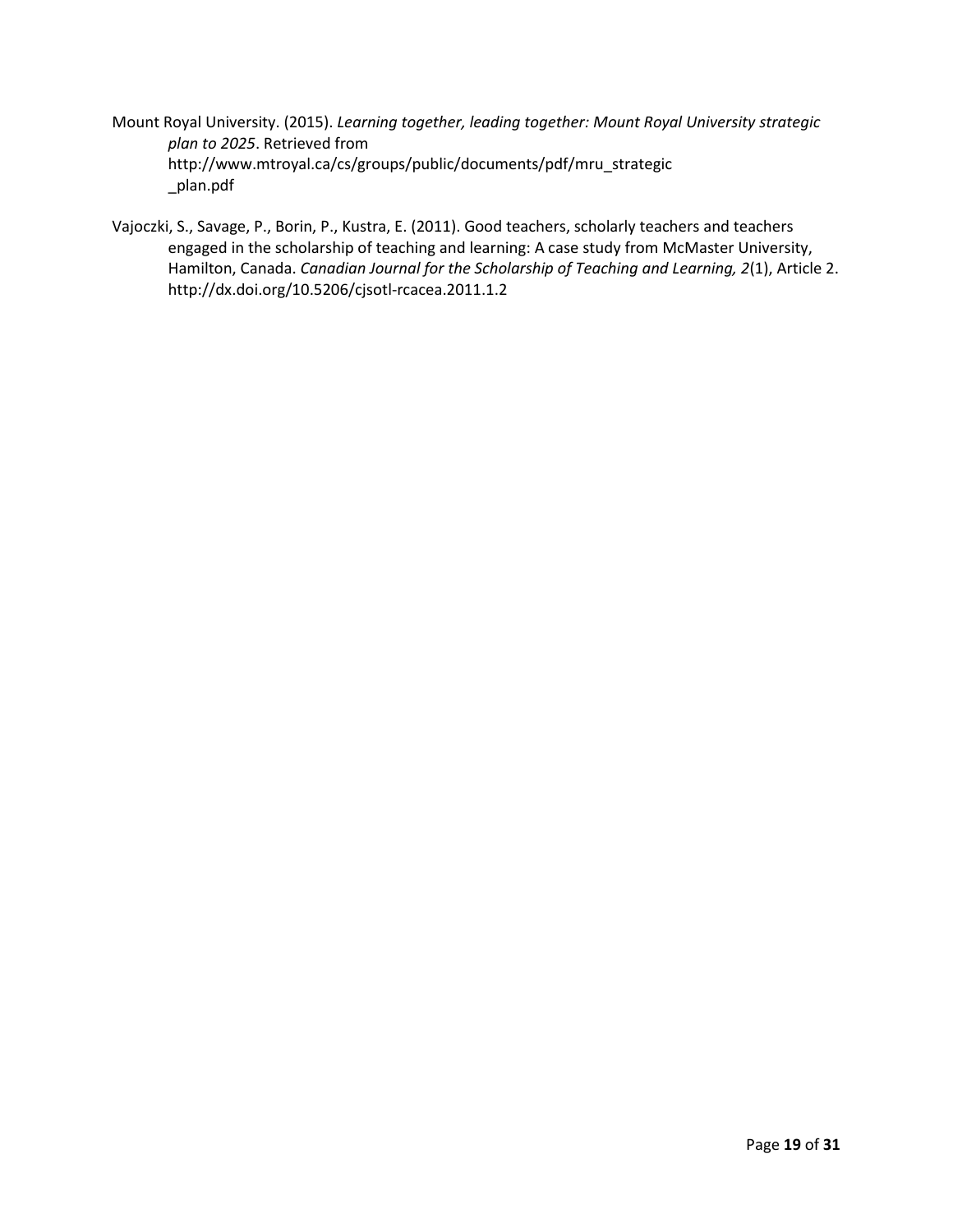Mount Royal University. (2015). *Learning together, leading together: Mount Royal University strategic plan to 2025*. Retrieved from http://www.mtroyal.ca/cs/groups/public/documents/pdf/mru_strategic_plan.pdf

Vajoczki, S., Savage, P., Borin, P., Kustra, E. (2011). Good teachers, scholarly teachers and teachers engaged in the scholarship of teaching and learning: A case study from McMaster University, Hamilton, Canada. *Canadian Journal for the Scholarship of Teaching and Learning, 2*(1), Article 2. http://dx.doi.org/10.5206/cjsotl-rcacea.2011.1.2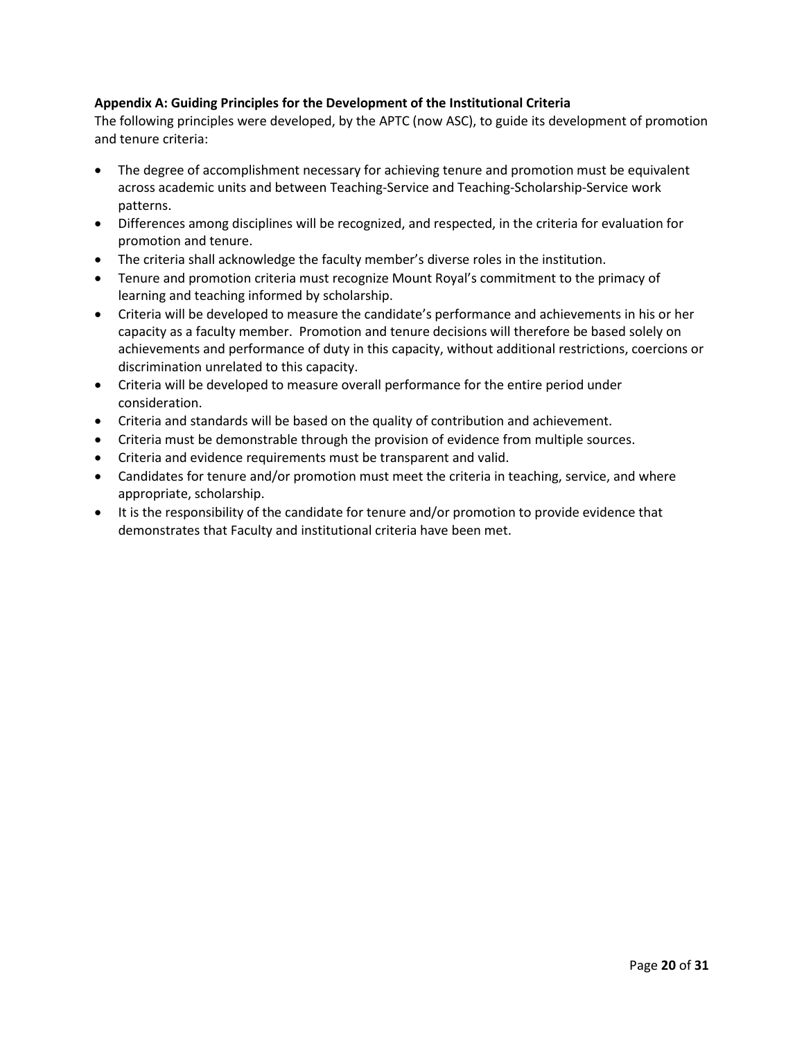**Appendix A: Guiding Principles for the Development of the Institutional Criteria**

The following principles were developed, by the APTC (now ASC), to guide its development of promotion and tenure criteria:

- The degree of accomplishment necessary for achieving tenure and promotion must be equivalent across academic units and between Teaching-Service and Teaching-Scholarship-Service work patterns.
- Differences among disciplines will be recognized, and respected, in the criteria for evaluation for promotion and tenure.
- The criteria shall acknowledge the faculty member's diverse roles in the institution.
- Tenure and promotion criteria must recognize Mount Royal's commitment to the primacy of learning and teaching informed by scholarship.
- Criteria will be developed to measure the candidate's performance and achievements in his or her capacity as a faculty member. Promotion and tenure decisions will therefore be based solely on achievements and performance of duty in this capacity, without additional restrictions, coercions or discrimination unrelated to this capacity.
- Criteria will be developed to measure overall performance for the entire period under consideration.
- Criteria and standards will be based on the quality of contribution and achievement.
- Criteria must be demonstrable through the provision of evidence from multiple sources.
- Criteria and evidence requirements must be transparent and valid.
- Candidates for tenure and/or promotion must meet the criteria in teaching, service, and where appropriate, scholarship.
- It is the responsibility of the candidate for tenure and/or promotion to provide evidence that demonstrates that Faculty and institutional criteria have been met.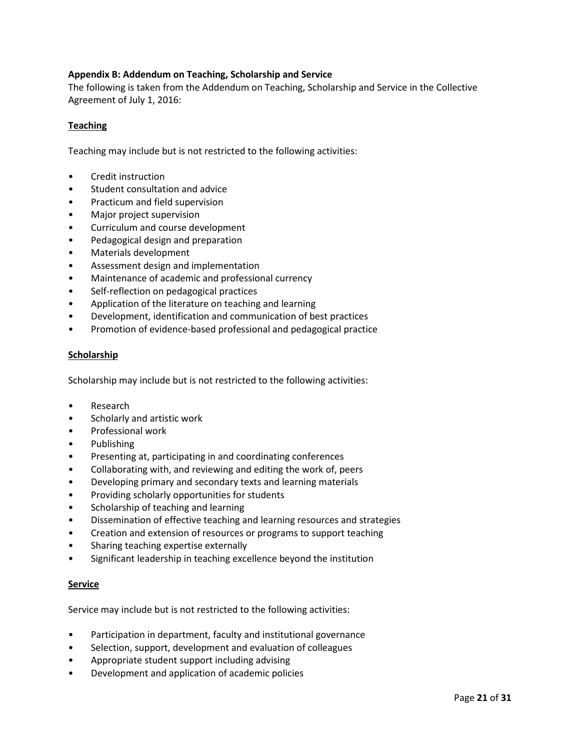## Appendix B: Addendum on Teaching, Scholarship and Service

The following is taken from the Addendum on Teaching, Scholarship and Service in the Collective Agreement of July 1, 2016:

### Teaching

Teaching may include but is not restricted to the following activities:

- Credit instruction
- Student consultation and advice
- Practicum and field supervision
- Major project supervision
- Curriculum and course development
- Pedagogical design and preparation
- Materials development
- Assessment design and implementation
- Maintenance of academic and professional currency
- Self-reflection on pedagogical practices
- Application of the literature on teaching and learning
- Development, identification and communication of best practices
- Promotion of evidence-based professional and pedagogical practice

### Scholarship

Scholarship may include but is not restricted to the following activities:

- Research
- Scholarly and artistic work
- Professional work
- Publishing
- Presenting at, participating in and coordinating conferences
- Collaborating with, and reviewing and editing the work of, peers
- Developing primary and secondary texts and learning materials
- Providing scholarly opportunities for students
- Scholarship of teaching and learning
- Dissemination of effective teaching and learning resources and strategies
- Creation and extension of resources or programs to support teaching
- Sharing teaching expertise externally
- Significant leadership in teaching excellence beyond the institution

### Service

Service may include but is not restricted to the following activities:

- Participation in department, faculty and institutional governance
- Selection, support, development and evaluation of colleagues
- Appropriate student support including advising
- Development and application of academic policies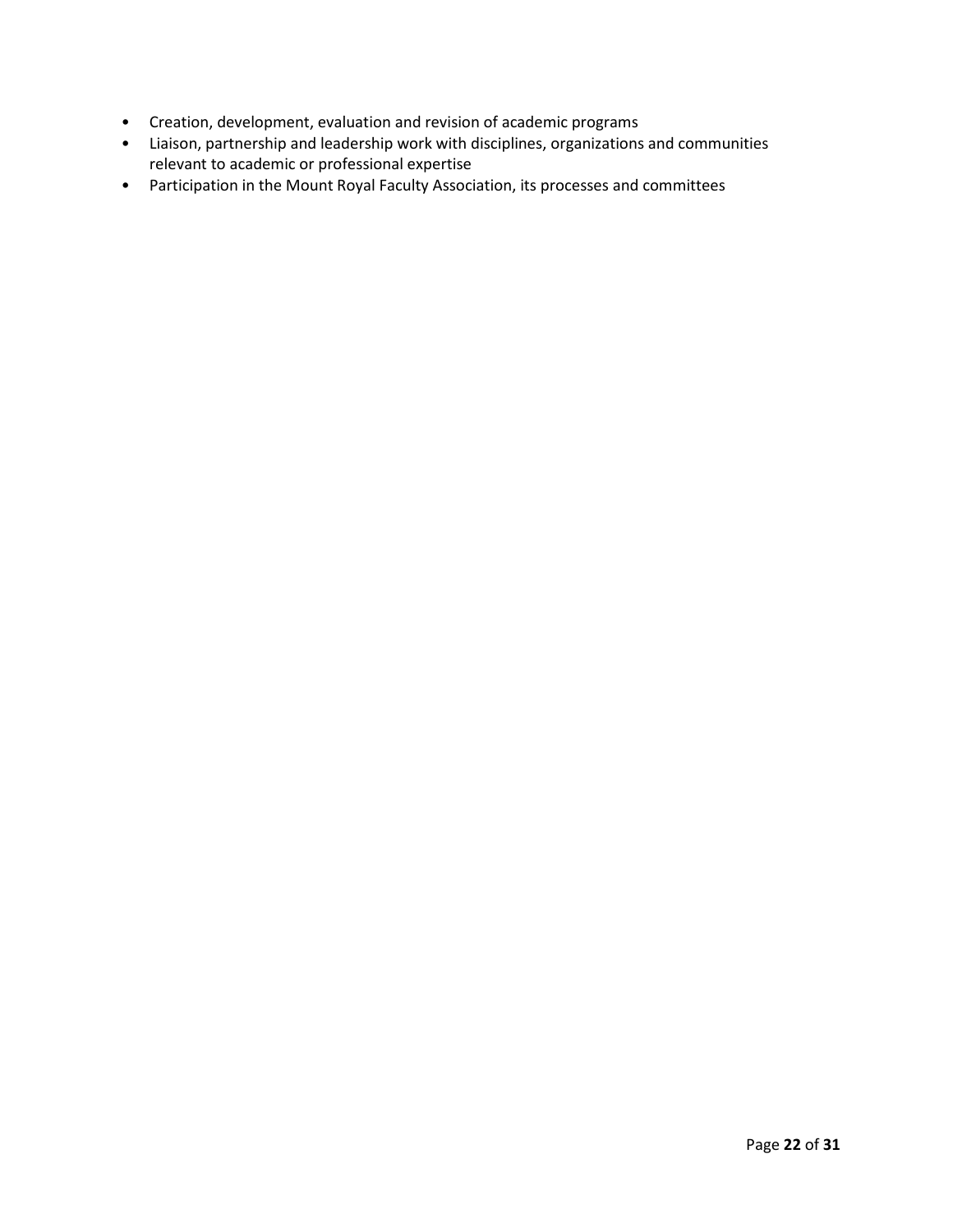- Creation, development, evaluation and revision of academic programs
- Liaison, partnership and leadership work with disciplines, organizations and communities relevant to academic or professional expertise
- Participation in the Mount Royal Faculty Association, its processes and committees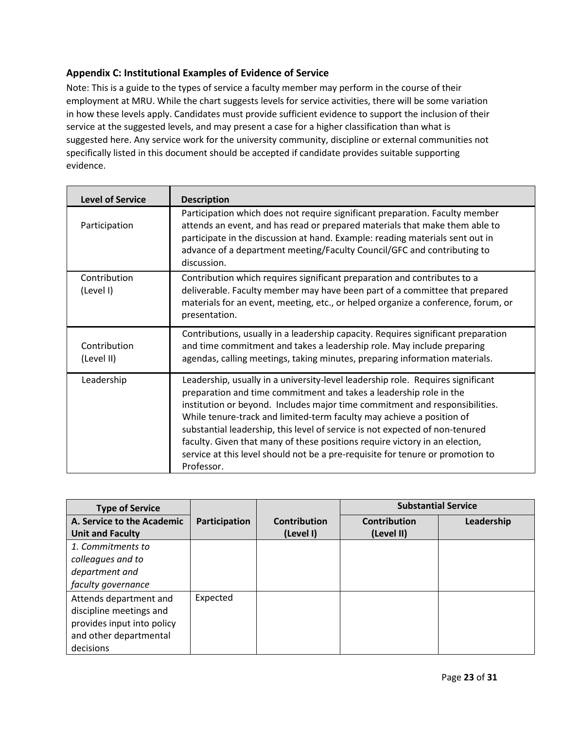### Appendix C: Institutional Examples of Evidence of Service

Note: This is a guide to the types of service a faculty member may perform in the course of their employment at MRU. While the chart suggests levels for service activities, there will be some variation in how these levels apply. Candidates must provide sufficient evidence to support the inclusion of their service at the suggested levels, and may present a case for a higher classification than what is suggested here. Any service work for the university community, discipline or external communities not specifically listed in this document should be accepted if candidate provides suitable supporting evidence.

| Level of Service | Description |
|---|---|
| Participation | Participation which does not require significant preparation. Faculty member attends an event, and has read or prepared materials that make them able to participate in the discussion at hand. Example: reading materials sent out in advance of a department meeting/Faculty Council/GFC and contributing to discussion. |
| Contribution (Level I) | Contribution which requires significant preparation and contributes to a deliverable. Faculty member may have been part of a committee that prepared materials for an event, meeting, etc., or helped organize a conference, forum, or presentation. |
| Contribution (Level II) | Contributions, usually in a leadership capacity. Requires significant preparation and time commitment and takes a leadership role. May include preparing agendas, calling meetings, taking minutes, preparing information materials. |
| Leadership | Leadership, usually in a university-level leadership role. Requires significant preparation and time commitment and takes a leadership role in the institution or beyond. Includes major time commitment and responsibilities. While tenure-track and limited-term faculty may achieve a position of substantial leadership, this level of service is not expected of non-tenured faculty. Given that many of these positions require victory in an election, service at this level should not be a pre-requisite for tenure or promotion to Professor. |

| Type of Service | | | Substantial Service | |
|---|---|---|---|---|
| **A. Service to the Academic Unit and Faculty** | **Participation** | **Contribution (Level I)** | **Contribution (Level II)** | **Leadership** |
| *1. Commitments to colleagues and to department and faculty governance* | | | | |
| Attends department and discipline meetings and provides input into policy and other departmental decisions | Expected | | | |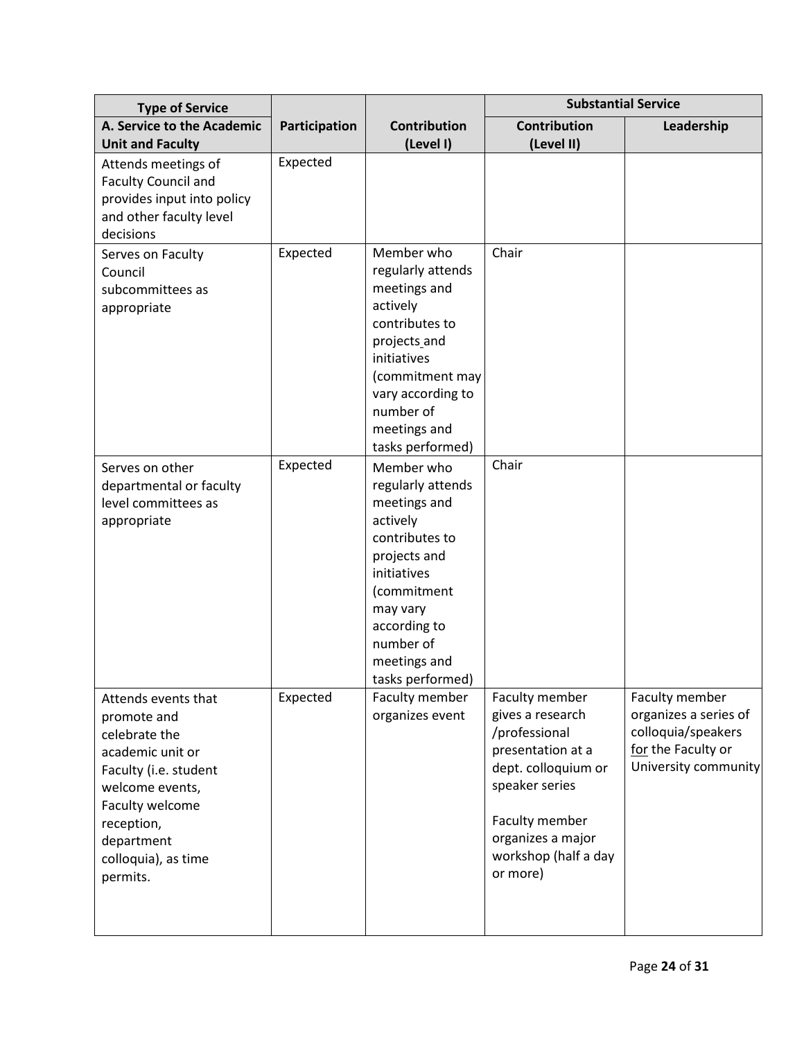| Type of Service | | | Substantial Service | |
|---|---|---|---|---|
| A. Service to the Academic Unit and Faculty | Participation | Contribution (Level I) | Contribution (Level II) | Leadership |
| Attends meetings of Faculty Council and provides input into policy and other faculty level decisions | Expected | | | |
| Serves on Faculty Council subcommittees as appropriate | Expected | Member who regularly attends meetings and actively contributes to projects and initiatives (commitment may vary according to number of meetings and tasks performed) | Chair | |
| Serves on other departmental or faculty level committees as appropriate | Expected | Member who regularly attends meetings and actively contributes to projects and initiatives (commitment may vary according to number of meetings and tasks performed) | Chair | |
| Attends events that promote and celebrate the academic unit or Faculty (i.e. student welcome events, Faculty welcome reception, department colloquia), as time permits. | Expected | Faculty member organizes event | Faculty member gives a research /professional presentation at a dept. colloquium or speaker series<br><br>Faculty member organizes a major workshop (half a day or more) | Faculty member organizes a series of colloquia/speakers for the Faculty or University community |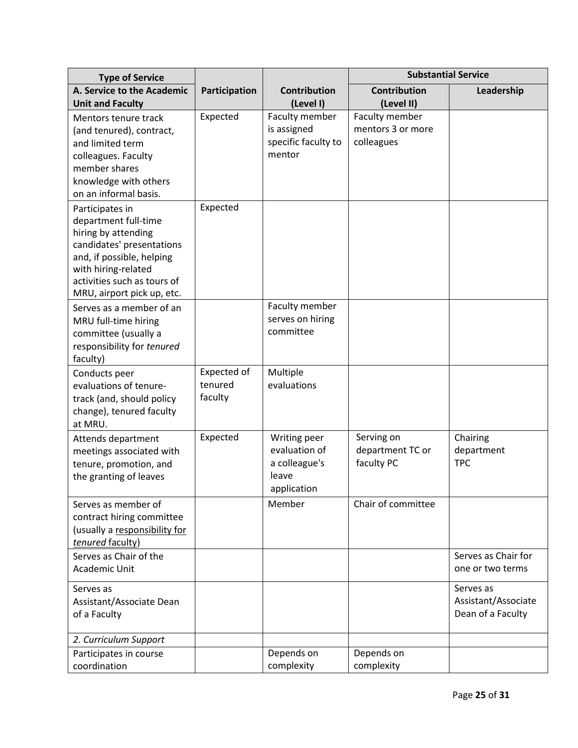| Type of Service | | | Substantial Service | |
|---|---|---|---|---|
| **A. Service to the Academic Unit and Faculty** | **Participation** | **Contribution (Level I)** | **Contribution (Level II)** | **Leadership** |
| Mentors tenure track (and tenured), contract, and limited term colleagues. Faculty member shares knowledge with others on an informal basis. | Expected | Faculty member is assigned specific faculty to mentor | Faculty member mentors 3 or more colleagues | |
| Participates in department full-time hiring by attending candidates' presentations and, if possible, helping with hiring-related activities such as tours of MRU, airport pick up, etc. | Expected | | | |
| Serves as a member of an MRU full-time hiring committee (usually a responsibility for *tenured* faculty) | | Faculty member serves on hiring committee | | |
| Conducts peer evaluations of tenure-track (and, should policy change), tenured faculty at MRU. | Expected of tenured faculty | Multiple evaluations | | |
| Attends department meetings associated with tenure, promotion, and the granting of leaves | Expected | Writing peer evaluation of a colleague's leave application | Serving on department TC or faculty PC | Chairing department TPC |
| Serves as member of contract hiring committee (usually a responsibility for *tenured* faculty) | | Member | Chair of committee | |
| Serves as Chair of the Academic Unit | | | | Serves as Chair for one or two terms |
| Serves as Assistant/Associate Dean of a Faculty | | | | Serves as Assistant/Associate Dean of a Faculty |
| *2. Curriculum Support* | | | | |
| Participates in course coordination | | Depends on complexity | Depends on complexity | |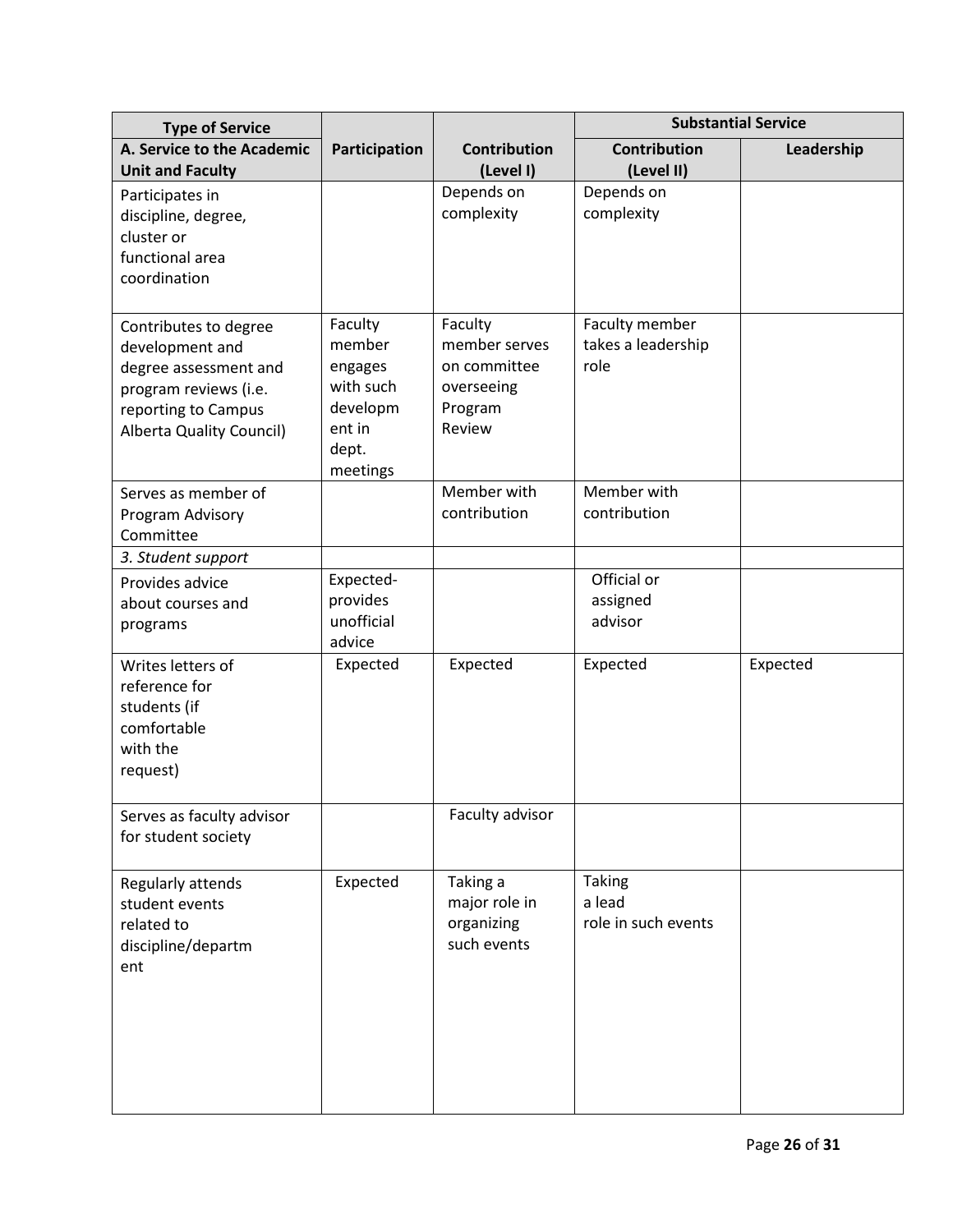| Type of Service | | | Substantial Service | |
|---|---|---|---|---|
| A. Service to the Academic Unit and Faculty | Participation | Contribution (Level I) | Contribution (Level II) | Leadership |
| Participates in discipline, degree, cluster or functional area coordination | | Depends on complexity | Depends on complexity | |
| Contributes to degree development and degree assessment and program reviews (i.e. reporting to Campus Alberta Quality Council) | Faculty member engages with such development in dept. meetings | Faculty member serves on committee overseeing Program Review | Faculty member takes a leadership role | |
| Serves as member of Program Advisory Committee | | Member with contribution | Member with contribution | |
| *3. Student support* | | | | |
| Provides advice about courses and programs | Expected- provides unofficial advice | | Official or assigned advisor | |
| Writes letters of reference for students (if comfortable with the request) | Expected | Expected | Expected | Expected |
| Serves as faculty advisor for student society | | Faculty advisor | | |
| Regularly attends student events related to discipline/department | Expected | Taking a major role in organizing such events | Taking a lead role in such events | |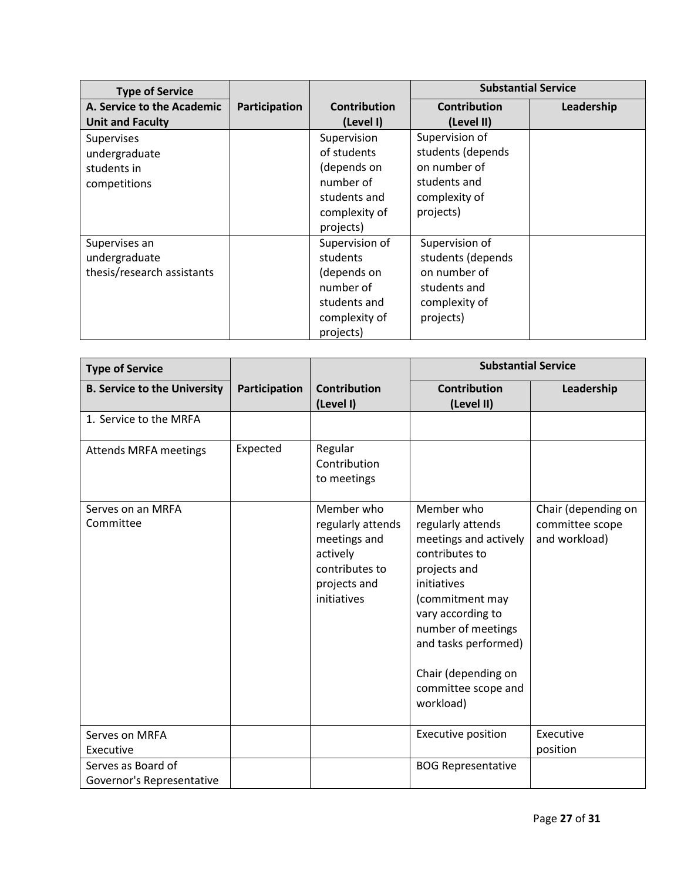| Type of Service | | | Substantial Service | |
|---|---|---|---|---|
| **A. Service to the Academic Unit and Faculty** | **Participation** | **Contribution (Level I)** | **Contribution (Level II)** | **Leadership** |
| Supervises undergraduate students in competitions | | Supervision of students (depends on number of students and complexity of projects) | Supervision of students (depends on number of students and complexity of projects) | |
| Supervises an undergraduate thesis/research assistants | | Supervision of students (depends on number of students and complexity of projects) | Supervision of students (depends on number of students and complexity of projects) | |

| Type of Service | | | Substantial Service | |
|---|---|---|---|---|
| **B. Service to the University** | **Participation** | **Contribution (Level I)** | **Contribution (Level II)** | **Leadership** |
| 1. Service to the MRFA | | | | |
| Attends MRFA meetings | Expected | Regular Contribution to meetings | | |
| Serves on an MRFA Committee | | Member who regularly attends meetings and actively contributes to projects and initiatives | Member who regularly attends meetings and actively contributes to projects and initiatives (commitment may vary according to number of meetings and tasks performed)<br><br>Chair (depending on committee scope and workload) | Chair (depending on committee scope and workload) |
| Serves on MRFA Executive | | | Executive position | Executive position |
| Serves as Board of Governor's Representative | | | BOG Representative | |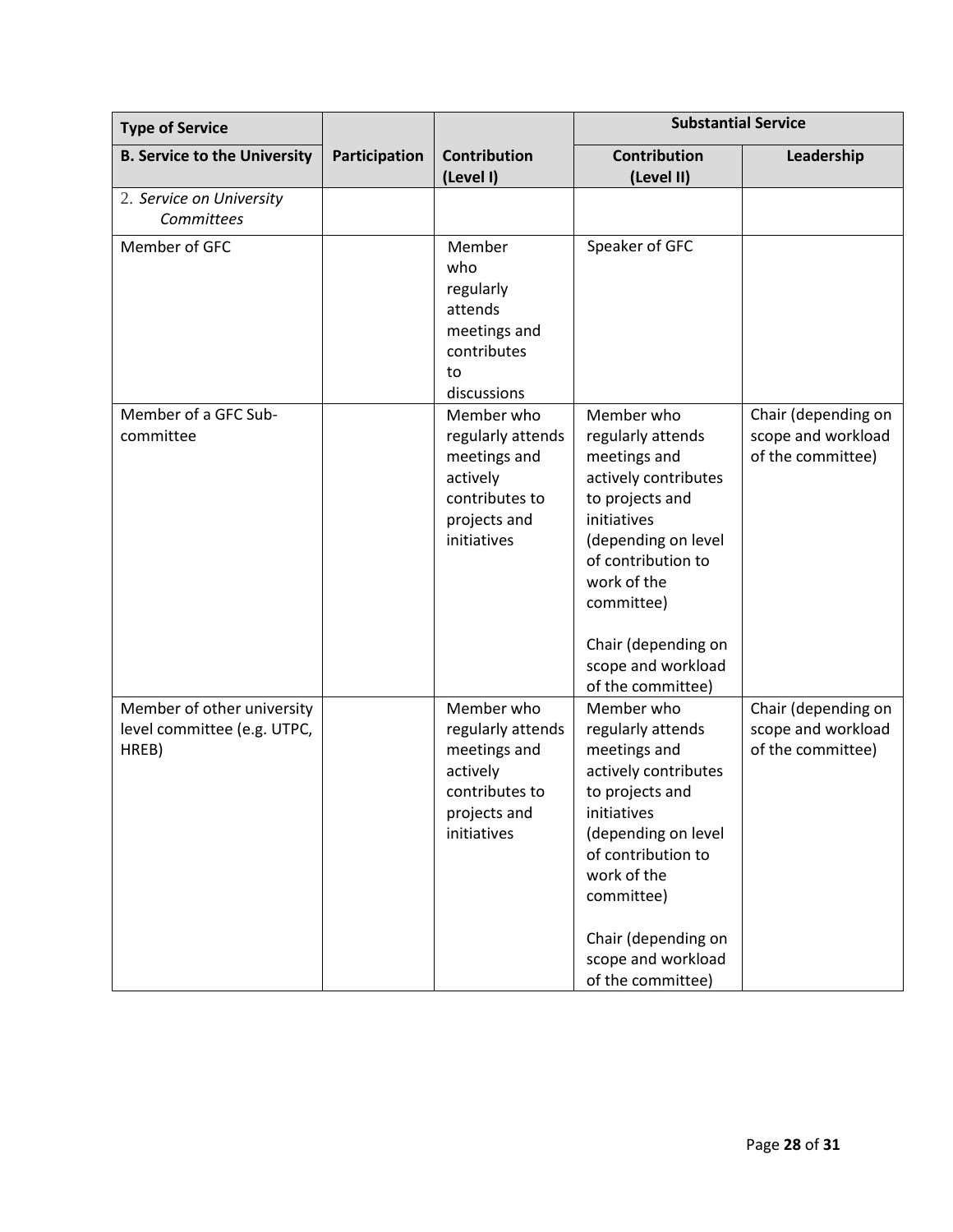| Type of Service | | | Substantial Service | |
|---|---|---|---|---|
| **B. Service to the University** | **Participation** | **Contribution (Level I)** | **Contribution (Level II)** | **Leadership** |
| 2. *Service on University Committees* | | | | |
| Member of GFC | | Member who regularly attends meetings and contributes to discussions | Speaker of GFC | |
| Member of a GFC Sub-committee | | Member who regularly attends meetings and actively contributes to projects and initiatives | Member who regularly attends meetings and actively contributes to projects and initiatives (depending on level of contribution to work of the committee)<br><br>Chair (depending on scope and workload of the committee) | Chair (depending on scope and workload of the committee) |
| Member of other university level committee (e.g. UTPC, HREB) | | Member who regularly attends meetings and actively contributes to projects and initiatives | Member who regularly attends meetings and actively contributes to projects and initiatives (depending on level of contribution to work of the committee)<br><br>Chair (depending on scope and workload of the committee) | Chair (depending on scope and workload of the committee) |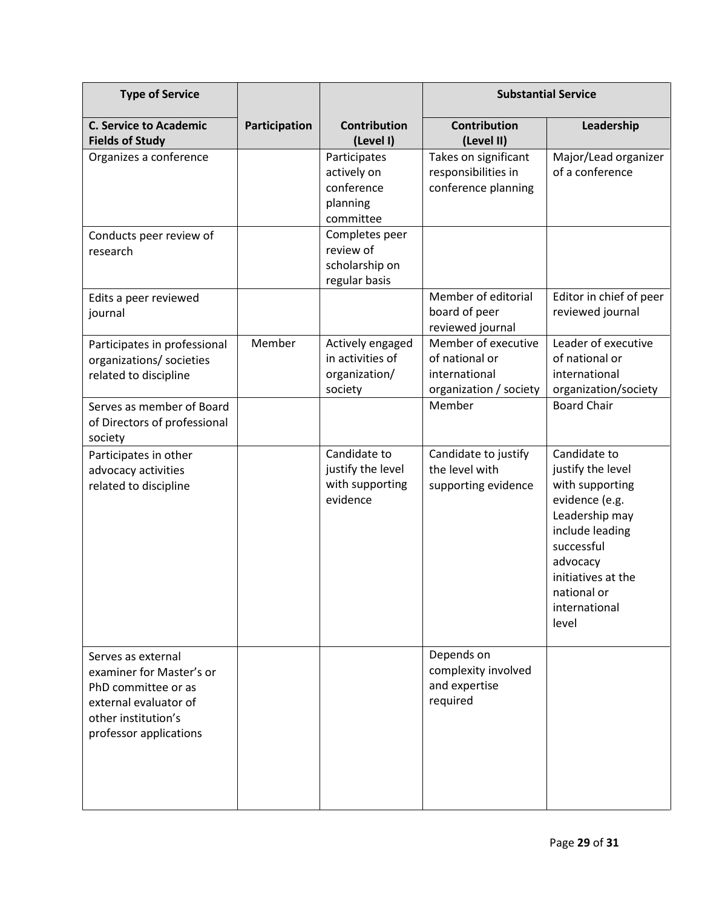| Type of Service | | | Substantial Service | |
|---|---|---|---|---|
| **C. Service to Academic Fields of Study** | **Participation** | **Contribution (Level I)** | **Contribution (Level II)** | **Leadership** |
| Organizes a conference | | Participates actively on conference planning committee | Takes on significant responsibilities in conference planning | Major/Lead organizer of a conference |
| Conducts peer review of research | | Completes peer review of scholarship on regular basis | | |
| Edits a peer reviewed journal | | | Member of editorial board of peer reviewed journal | Editor in chief of peer reviewed journal |
| Participates in professional organizations/ societies related to discipline | Member | Actively engaged in activities of organization/ society | Member of executive of national or international organization / society | Leader of executive of national or international organization/society |
| Serves as member of Board of Directors of professional society | | | Member | Board Chair |
| Participates in other advocacy activities related to discipline | | Candidate to justify the level with supporting evidence | Candidate to justify the level with supporting evidence | Candidate to justify the level with supporting evidence (e.g. Leadership may include leading successful advocacy initiatives at the national or international level |
| Serves as external examiner for Master's or PhD committee or as external evaluator of other institution's professor applications | | | Depends on complexity involved and expertise required | |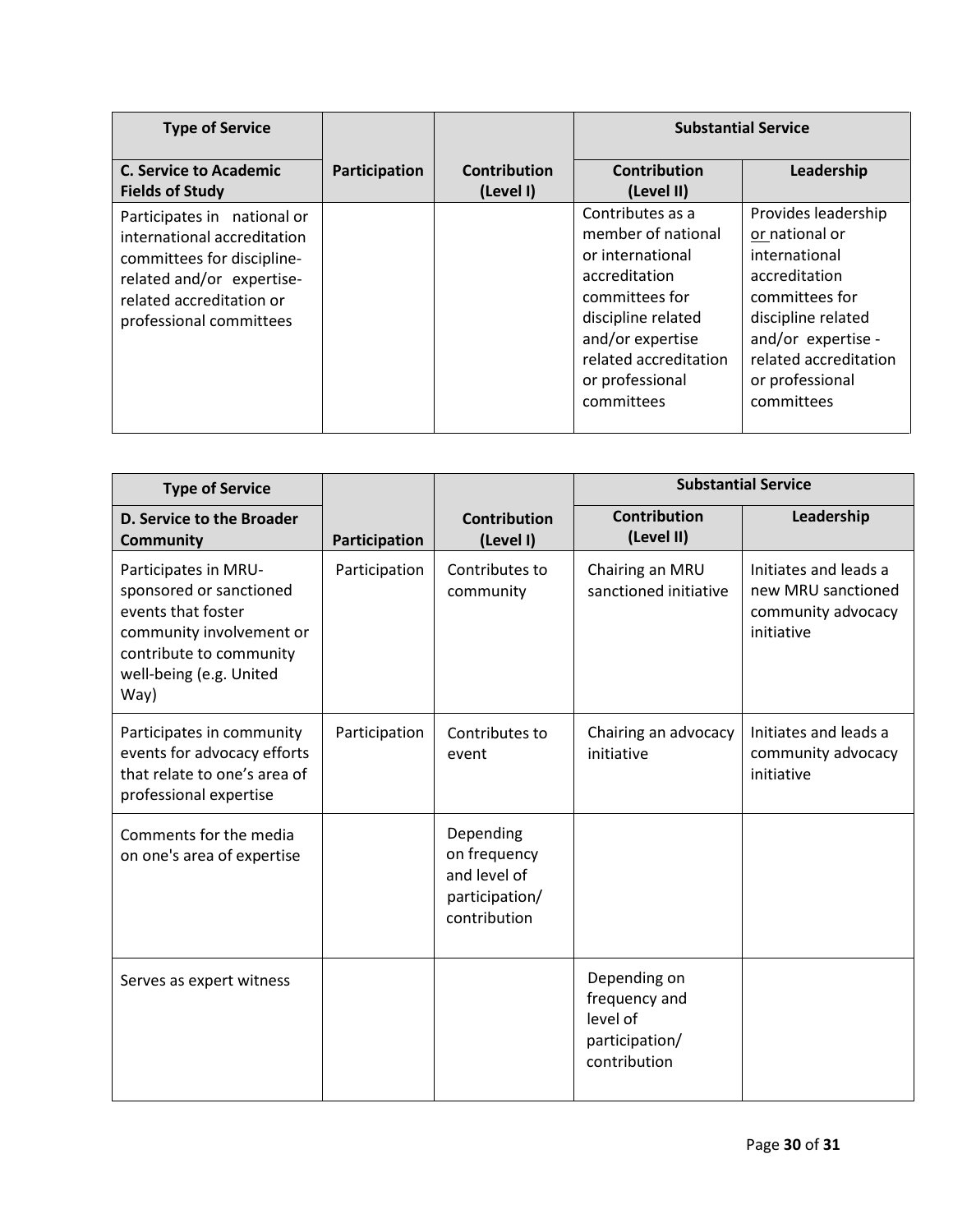| Type of Service | | | Substantial Service | |
|---|---|---|---|---|
| **C. Service to Academic Fields of Study** | **Participation** | **Contribution (Level I)** | **Contribution (Level II)** | **Leadership** |
| Participates in national or international accreditation committees for discipline-related and/or expertise-related accreditation or professional committees | | | Contributes as a member of national or international accreditation committees for discipline related and/or expertise related accreditation or professional committees | Provides leadership or national or international accreditation committees for discipline related and/or expertise - related accreditation or professional committees |

| Type of Service | | | Substantial Service | |
|---|---|---|---|---|
| **D. Service to the Broader Community** | **Participation** | **Contribution (Level I)** | **Contribution (Level II)** | **Leadership** |
| Participates in MRU-sponsored or sanctioned events that foster community involvement or contribute to community well-being (e.g. United Way) | Participation | Contributes to community | Chairing an MRU sanctioned initiative | Initiates and leads a new MRU sanctioned community advocacy initiative |
| Participates in community events for advocacy efforts that relate to one's area of professional expertise | Participation | Contributes to event | Chairing an advocacy initiative | Initiates and leads a community advocacy initiative |
| Comments for the media on one's area of expertise | | Depending on frequency and level of participation/ contribution | | |
| Serves as expert witness | | | Depending on frequency and level of participation/ contribution | |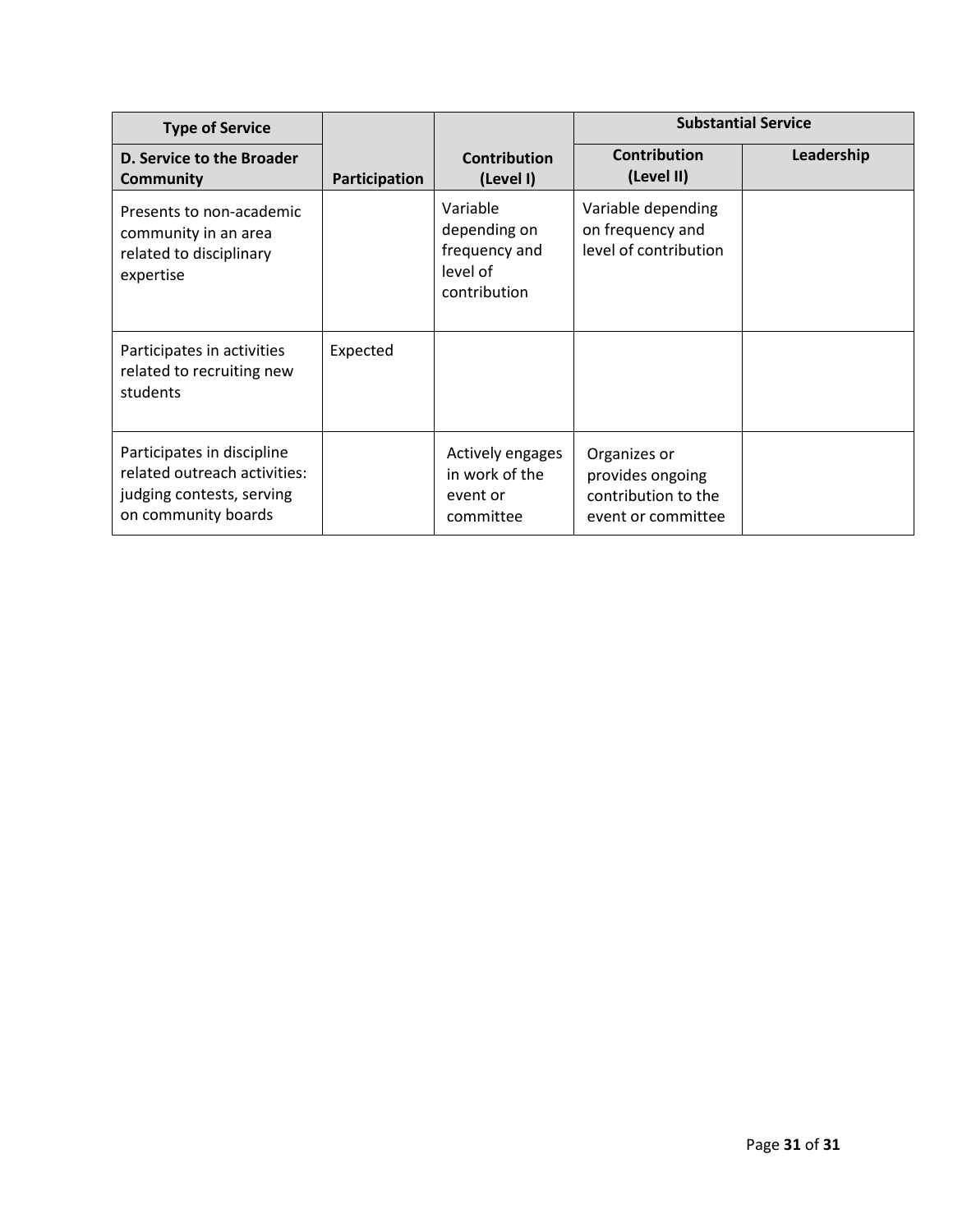| Type of Service | | | Substantial Service | |
|---|---|---|---|---|
| **D. Service to the Broader Community** | **Participation** | **Contribution (Level I)** | **Contribution (Level II)** | **Leadership** |
| Presents to non-academic community in an area related to disciplinary expertise | | Variable depending on frequency and level of contribution | Variable depending on frequency and level of contribution | |
| Participates in activities related to recruiting new students | Expected | | | |
| Participates in discipline related outreach activities: judging contests, serving on community boards | | Actively engages in work of the event or committee | Organizes or provides ongoing contribution to the event or committee | |